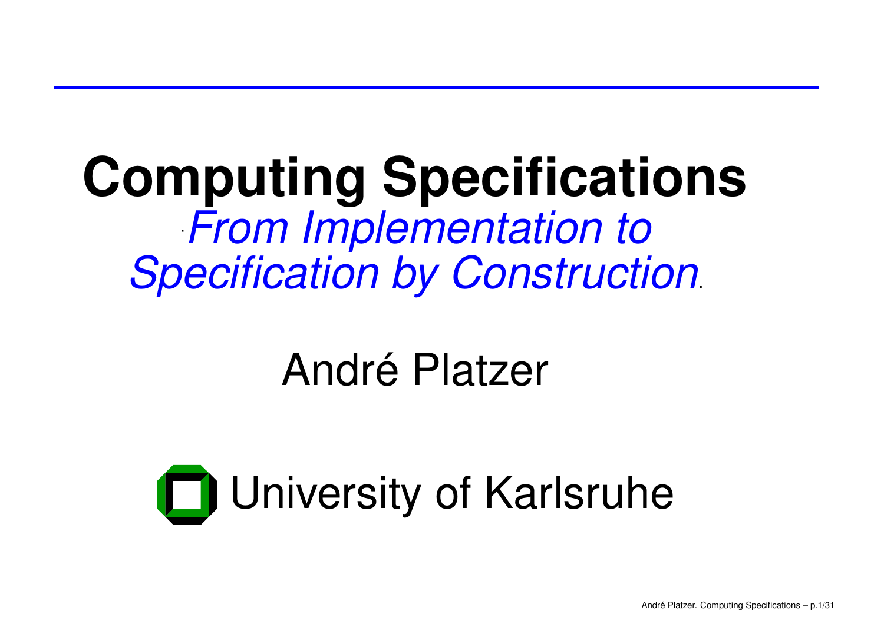# Computing Specifications

*From Implementation to Specification by Construction*

André Platzer

University of Karlsruhe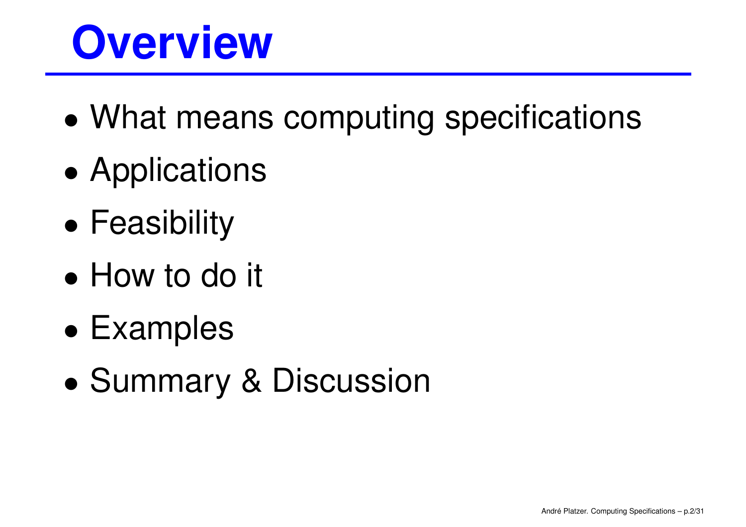# Overview

- What means computing specifications
- Applications
- Feasibility
- How to do it
- Examples
- Summary & Discussion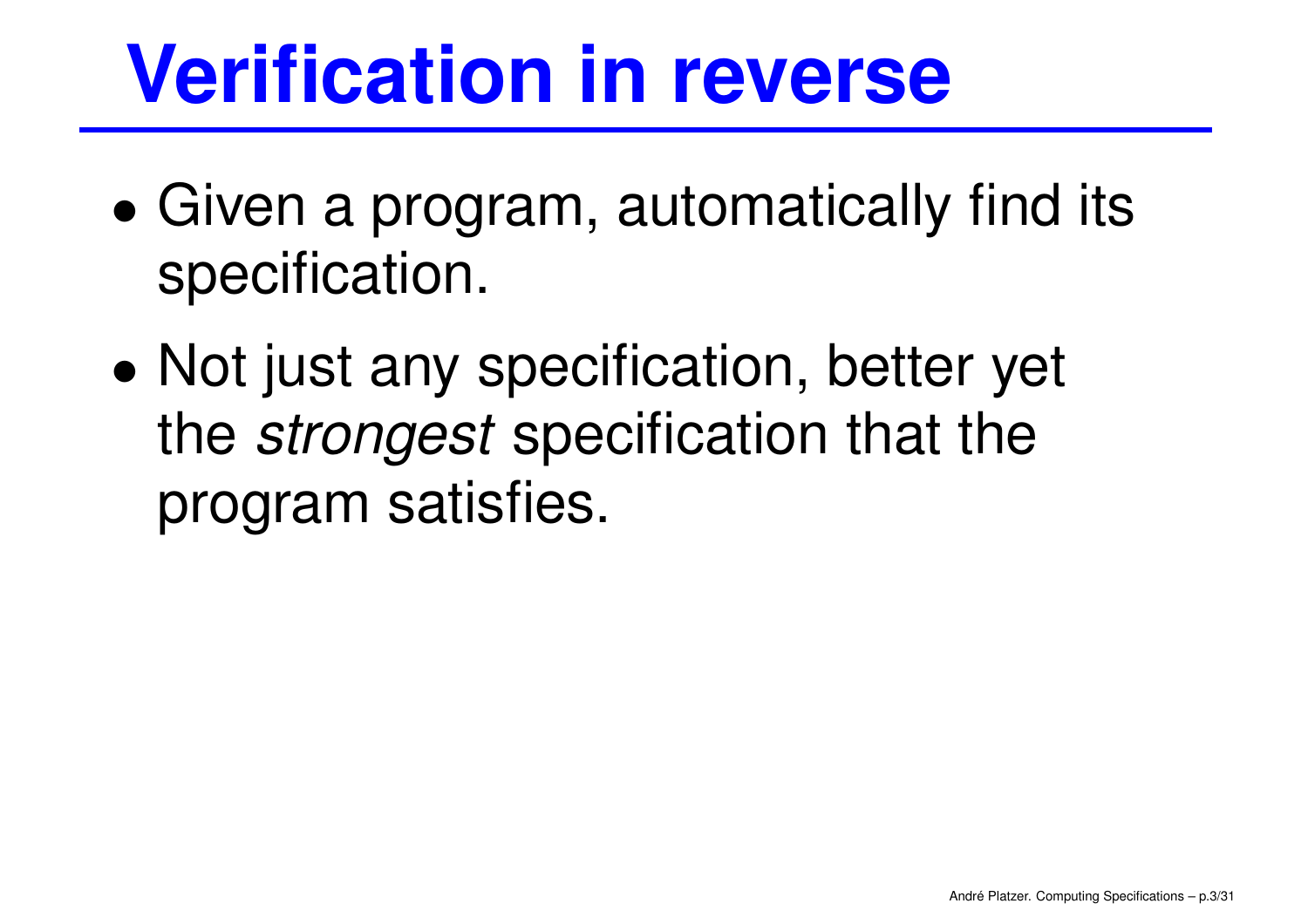# Verification in reverse

- Given a program, automatically find its specification.
- Not just any specification, better yet the *strongest* specification that the program satisfies.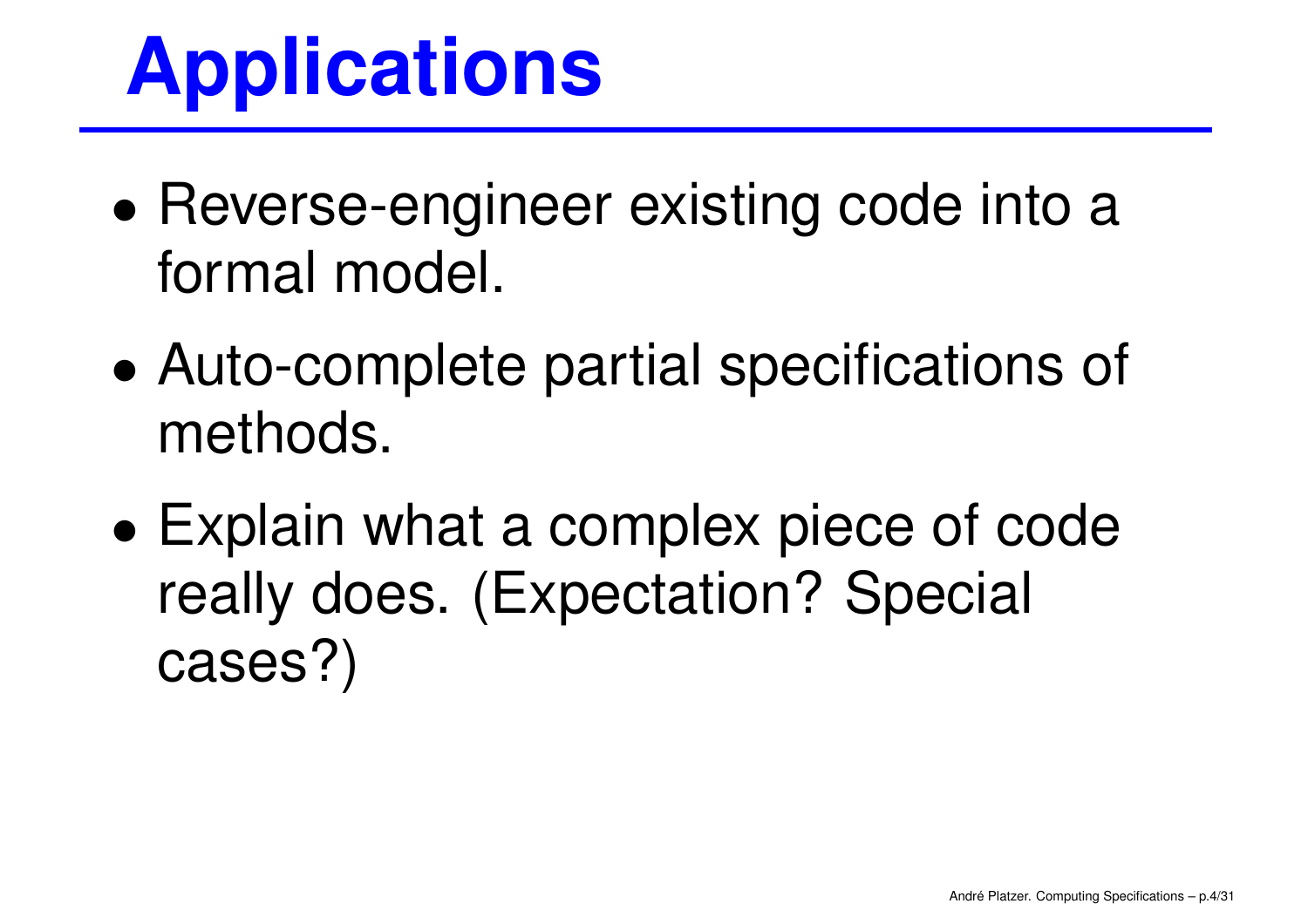# Applications

- Reverse-engineer existing code into a formal model.
- Auto-complete partial specifications of methods.
- Explain what a complex piece of code really does. (Expectation? Special cases?)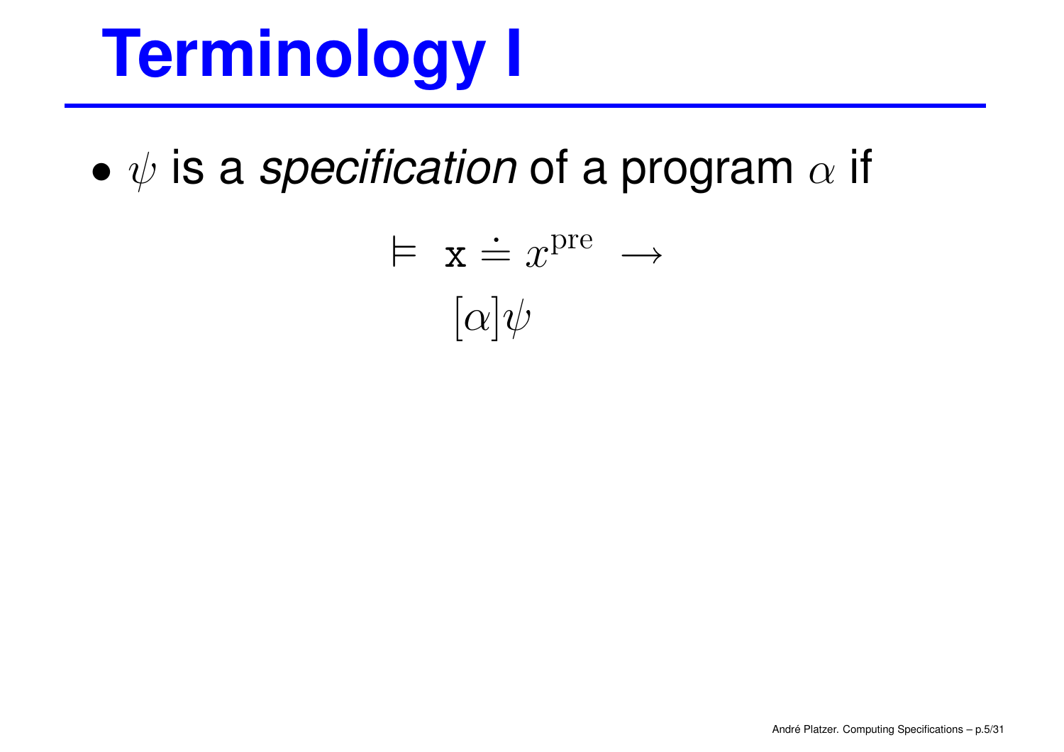# Terminology I

- $\psi$ is a *specification* of a program $\alpha$ if

$$\models \; \mathtt{x} \doteq x^{\mathrm{pre}} \; \rightarrow$$
$$[\alpha]\psi$$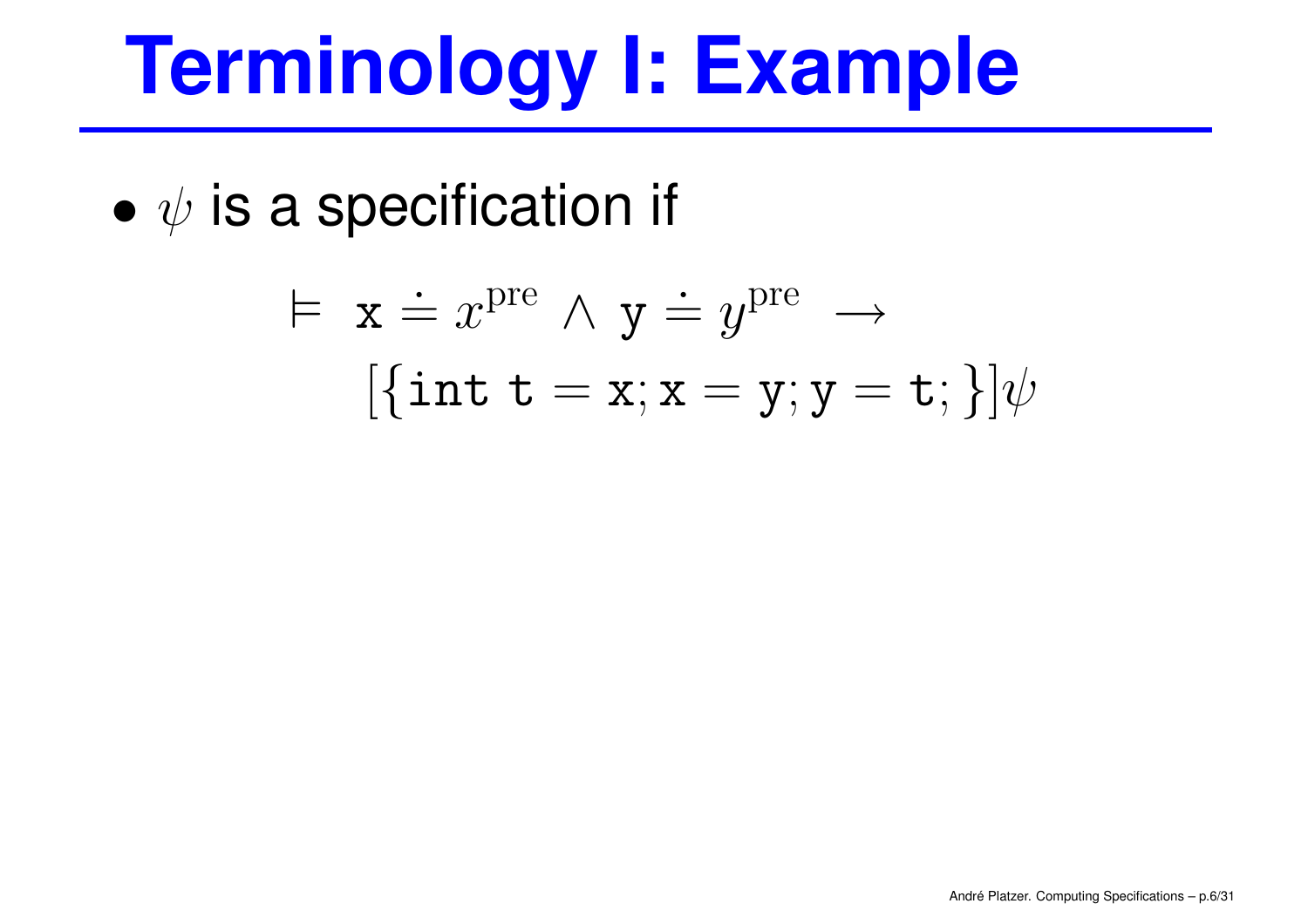# Terminology I: Example

- $\psi$ is a specification if

$$\vDash \ \mathtt{x} \doteq x^{\text{pre}} \land \mathtt{y} \doteq y^{\text{pre}} \ \rightarrow$$
$$[\{\mathtt{int}\ \mathtt{t} = \mathtt{x}; \mathtt{x} = \mathtt{y}; \mathtt{y} = \mathtt{t};\}]\psi$$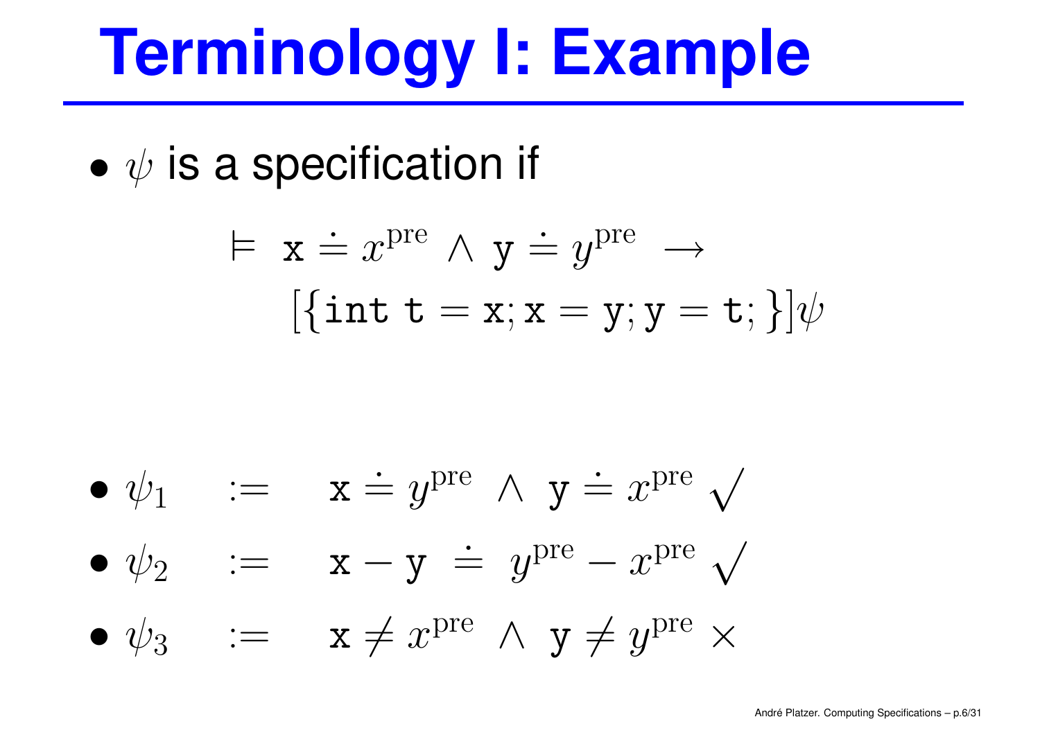# Terminology I: Example

- $\psi$ is a specification if

$$\vDash \ \mathtt{x} \doteq x^{\text{pre}} \wedge \mathtt{y} \doteq y^{\text{pre}} \ \rightarrow$$
$$[\{\mathtt{int\ t} = \mathtt{x}; \mathtt{x} = \mathtt{y}; \mathtt{y} = \mathtt{t};\}]\psi$$

- $\psi_1 \quad := \quad \mathtt{x} \doteq y^{\text{pre}} \ \wedge \ \mathtt{y} \doteq x^{\text{pre}} \ \surd$
- $\psi_2 \quad := \quad \mathtt{x} - \mathtt{y} \ \doteq \ y^{\text{pre}} - x^{\text{pre}} \ \surd$
- $\psi_3 \quad := \quad \mathtt{x} \neq x^{\text{pre}} \ \wedge \ \mathtt{y} \neq y^{\text{pre}} \ \times$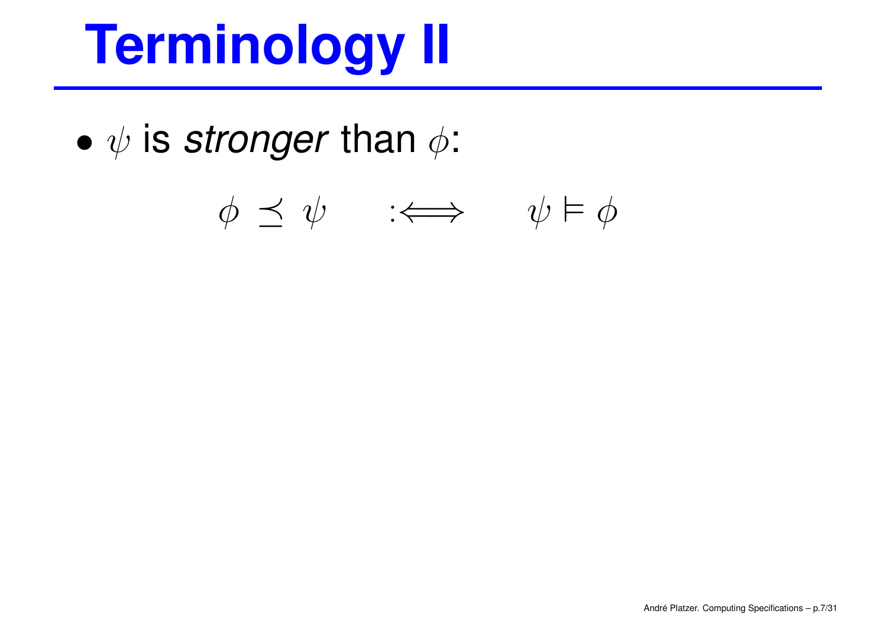# Terminology II

- $\psi$ is *stronger* than $\phi$:

$$\phi \preceq \psi \quad :\Longleftrightarrow \quad \psi \vDash \phi$$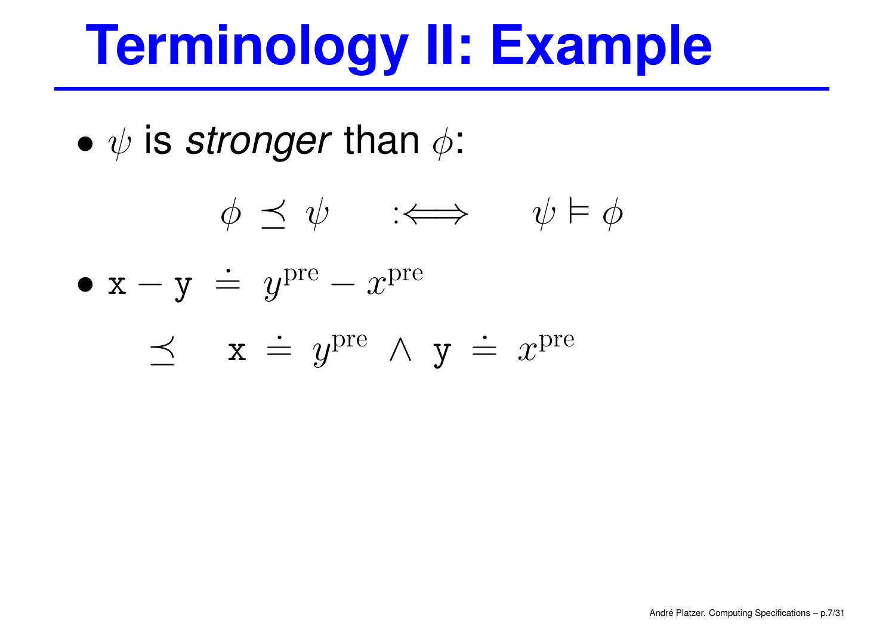# Terminology II: Example

- $\psi$ is *stronger* than $\phi$:

$$\phi \preceq \psi \quad :\Longleftrightarrow \quad \psi \vDash \phi$$

- $\mathtt{x} - \mathtt{y} \doteq y^{\mathrm{pre}} - x^{\mathrm{pre}}$

$$\preceq \quad \mathtt{x} \doteq y^{\mathrm{pre}} \wedge \mathtt{y} \doteq x^{\mathrm{pre}}$$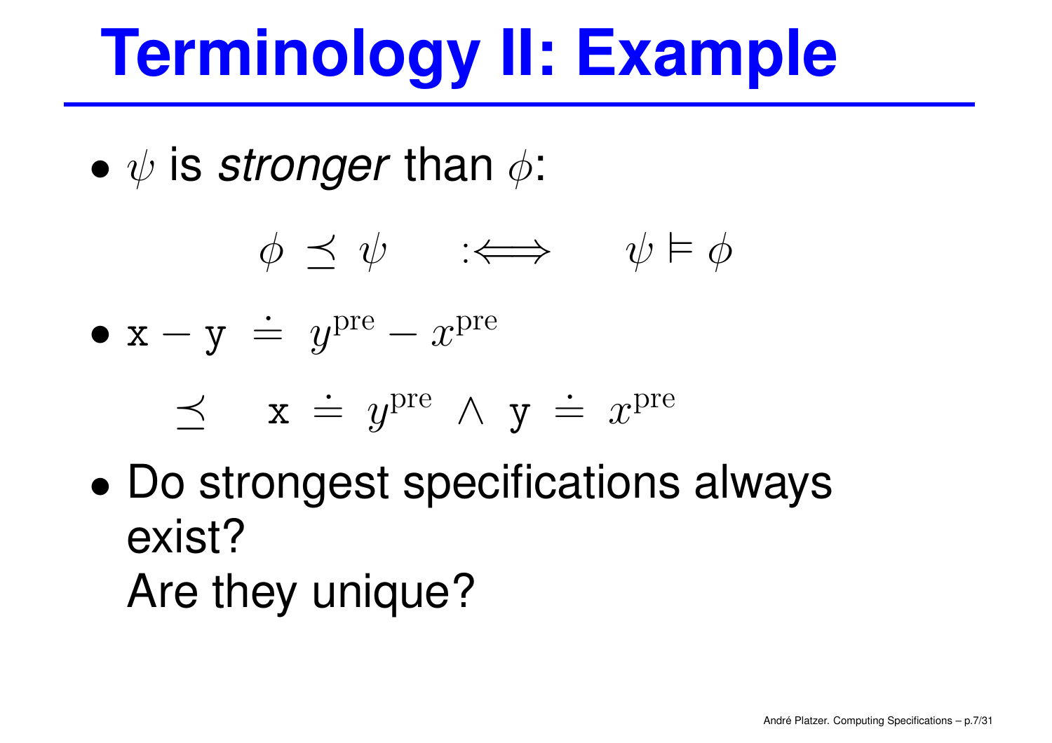# Terminology II: Example

- $\psi$ is *stronger* than $\phi$:

$$\phi \preceq \psi \quad :\Longleftrightarrow \quad \psi \vDash \phi$$

- $\mathtt{x} - \mathtt{y} \doteq y^{\mathrm{pre}} - x^{\mathrm{pre}}$

$$\preceq \quad \mathtt{x} \doteq y^{\mathrm{pre}} \land \mathtt{y} \doteq x^{\mathrm{pre}}$$

- Do strongest specifications always exist?
  Are they unique?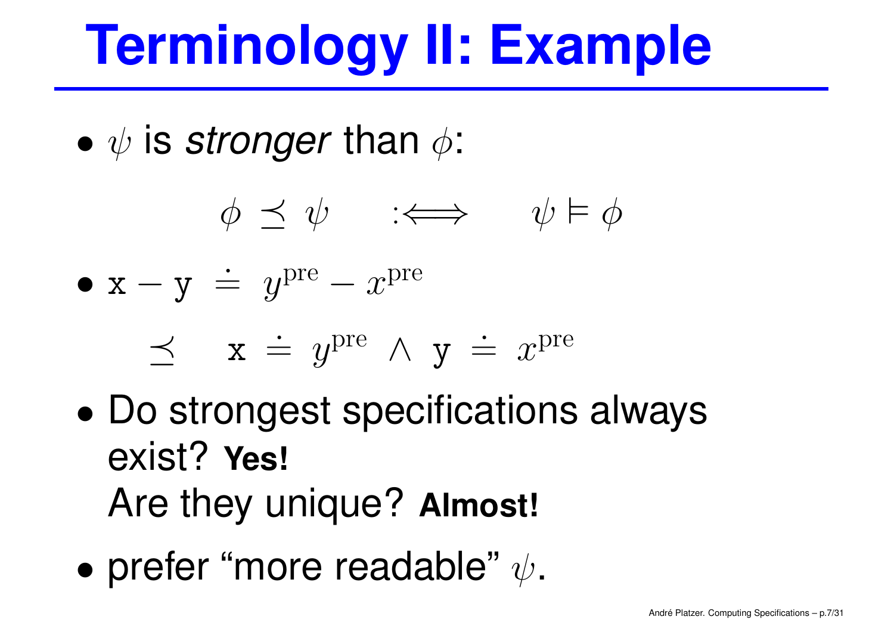# Terminology II: Example

- $\psi$ is *stronger* than $\phi$:

$$\phi \preceq \psi \quad :\Longleftrightarrow \quad \psi \vDash \phi$$

- $\mathtt{x} - \mathtt{y} \doteq y^{\text{pre}} - x^{\text{pre}}$

$$\preceq \quad \mathtt{x} \doteq y^{\text{pre}} \land \mathtt{y} \doteq x^{\text{pre}}$$

- Do strongest specifications always exist? **Yes!**
  Are they unique? **Almost!**
- prefer "more readable" $\psi$.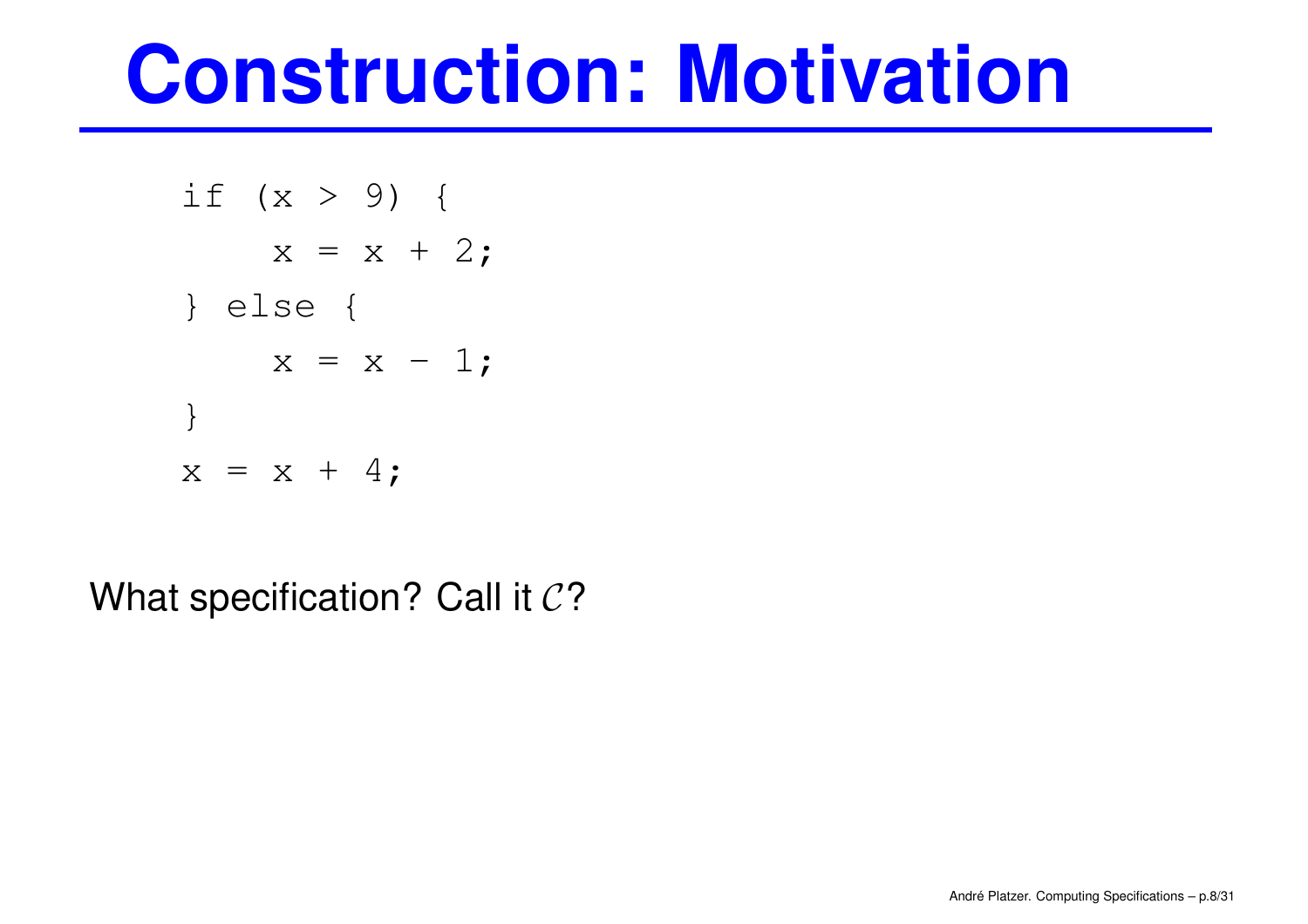# Construction: Motivation

```
if (x > 9) {
    x = x + 2;
} else {
    x = x - 1;
}
x = x + 4;
```

What specification? Call it $\mathcal{C}$?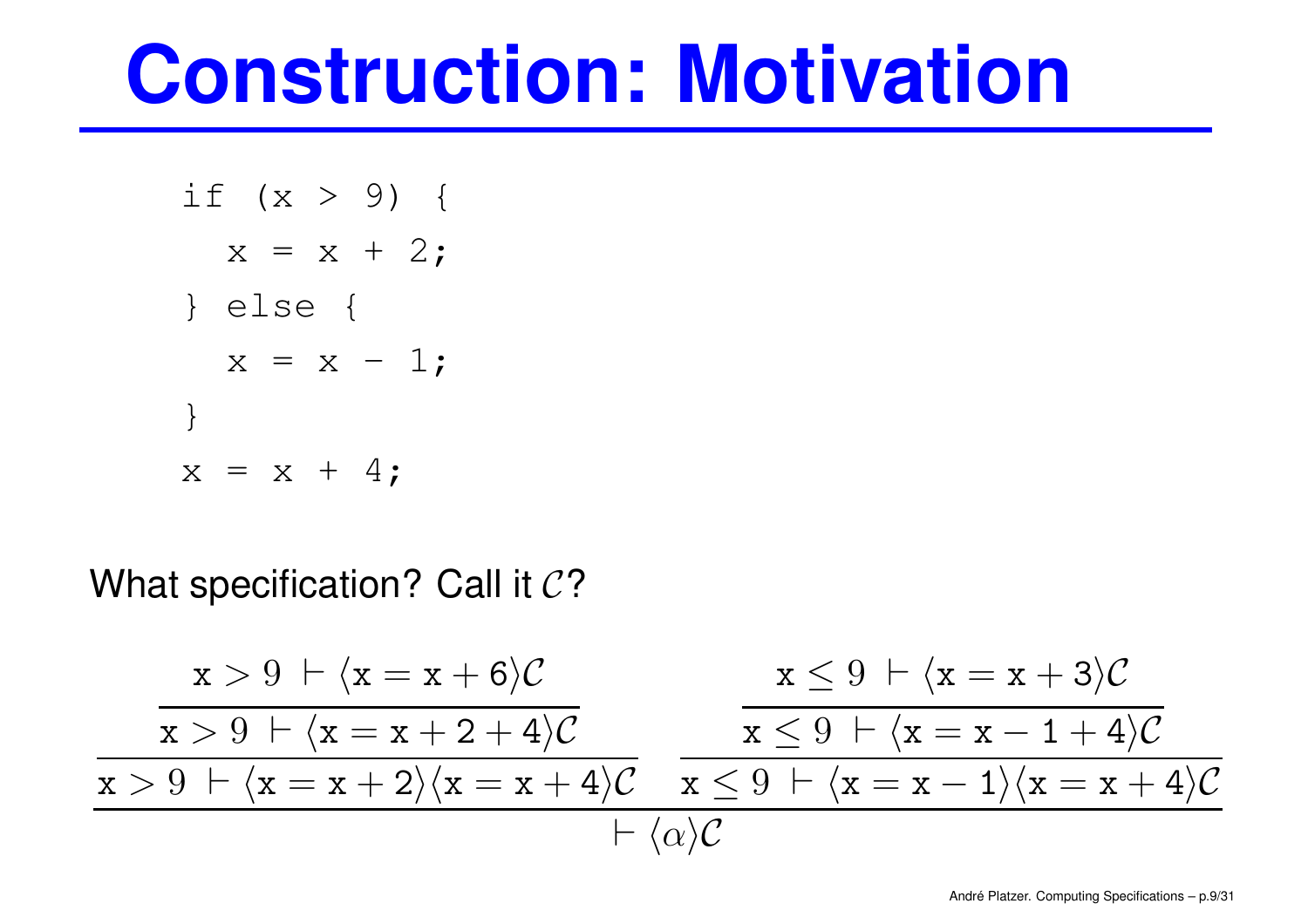# Construction: Motivation

```
if (x > 9) {
  x = x + 2;
} else {
  x = x - 1;
}
x = x + 4;
```

What specification? Call it $\mathcal{C}$?

$$
\dfrac{
\dfrac{\dfrac{\mathtt{x} > 9 \ \vdash \langle \mathtt{x} = \mathtt{x} + 6 \rangle \mathcal{C}}{\mathtt{x} > 9 \ \vdash \langle \mathtt{x} = \mathtt{x} + 2 + 4 \rangle \mathcal{C}}}{\mathtt{x} > 9 \ \vdash \langle \mathtt{x} = \mathtt{x} + 2 \rangle \langle \mathtt{x} = \mathtt{x} + 4 \rangle \mathcal{C}}
\quad
\dfrac{\dfrac{\mathtt{x} \leq 9 \ \vdash \langle \mathtt{x} = \mathtt{x} + 3 \rangle \mathcal{C}}{\mathtt{x} \leq 9 \ \vdash \langle \mathtt{x} = \mathtt{x} - 1 + 4 \rangle \mathcal{C}}}{\mathtt{x} \leq 9 \ \vdash \langle \mathtt{x} = \mathtt{x} - 1 \rangle \langle \mathtt{x} = \mathtt{x} + 4 \rangle \mathcal{C}}
}{\vdash \langle \alpha \rangle \mathcal{C}}
$$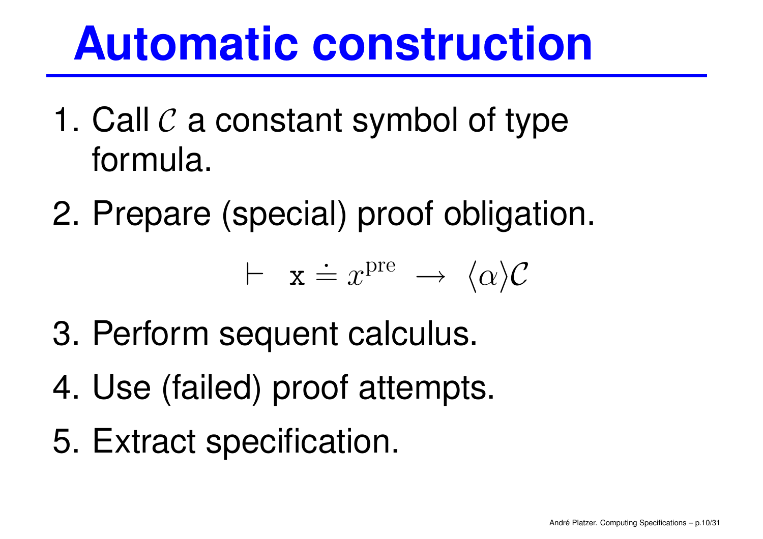# Automatic construction

1. Call $\mathcal{C}$ a constant symbol of type formula.
2. Prepare (special) proof obligation.

$$\vdash \ \ \mathtt{x} \doteq x^{\mathrm{pre}} \ \rightarrow \ \langle \alpha \rangle \mathcal{C}$$

3. Perform sequent calculus.
4. Use (failed) proof attempts.
5. Extract specification.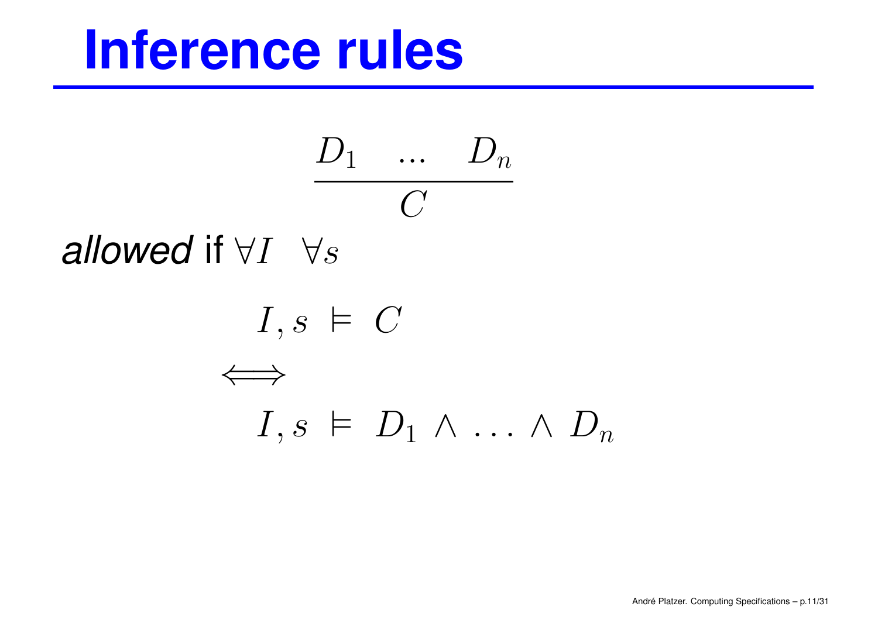# Inference rules

$$\frac{D_1 \quad \ldots \quad D_n}{C}$$

*allowed* if $\forall I \quad \forall s$

$$I, s \models C$$

$$\Longleftarrow$$

$$I, s \models D_1 \land \ldots \land D_n$$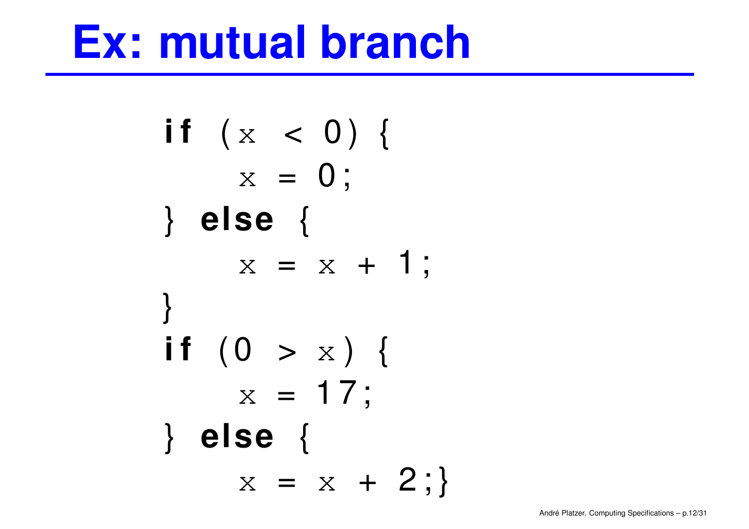# Ex: mutual branch

```
if (x < 0) {
    x = 0;
} else {
    x = x + 1;
}
if (0 > x) {
    x = 17;
} else {
    x = x + 2;}
```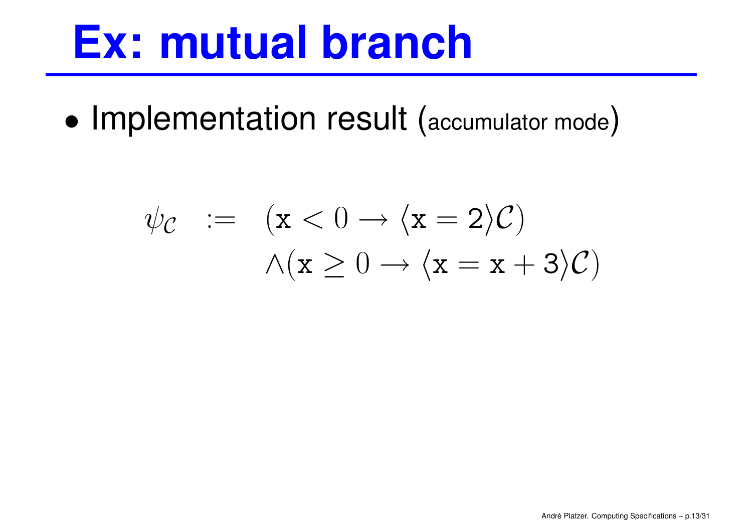# Ex: mutual branch

- Implementation result (accumulator mode)

$$
\begin{aligned}
\psi_{\mathcal{C}} \quad := \quad & (\mathtt{x} < 0 \rightarrow \langle \mathtt{x} = 2 \rangle \mathcal{C}) \\
& \wedge (\mathtt{x} \geq 0 \rightarrow \langle \mathtt{x} = \mathtt{x} + 3 \rangle \mathcal{C})
\end{aligned}
$$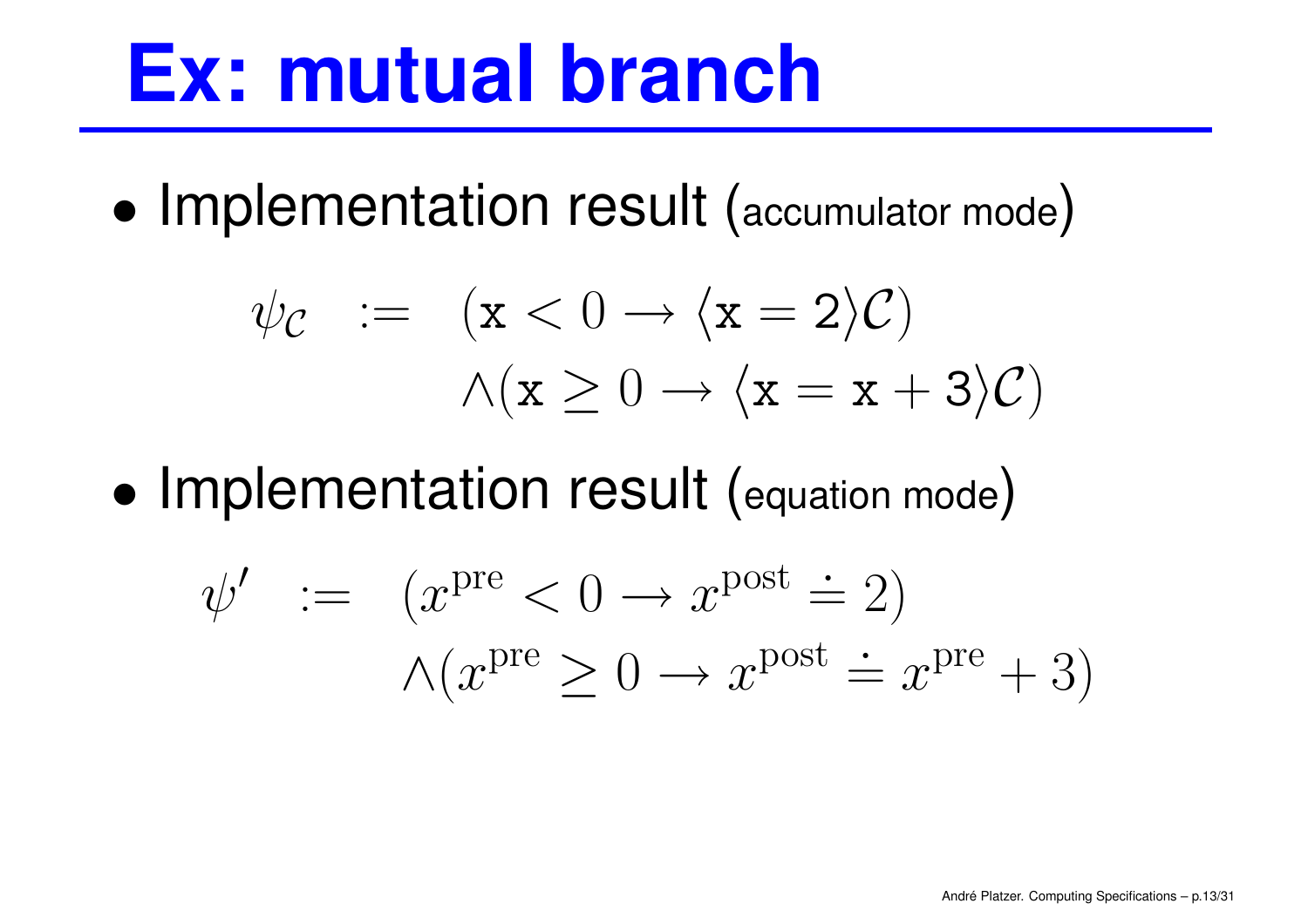# Ex: mutual branch

- Implementation result (accumulator mode)

$$
\begin{aligned}
\psi_{\mathcal{C}} \quad := \quad & (\mathtt{x} < 0 \rightarrow \langle \mathtt{x} = 2 \rangle \mathcal{C}) \\
& \land (\mathtt{x} \geq 0 \rightarrow \langle \mathtt{x} = \mathtt{x} + 3 \rangle \mathcal{C})
\end{aligned}
$$

- Implementation result (equation mode)

$$
\begin{aligned}
\psi' \quad := \quad & (x^{\text{pre}} < 0 \rightarrow x^{\text{post}} \doteq 2) \\
& \land (x^{\text{pre}} \geq 0 \rightarrow x^{\text{post}} \doteq x^{\text{pre}} + 3)
\end{aligned}
$$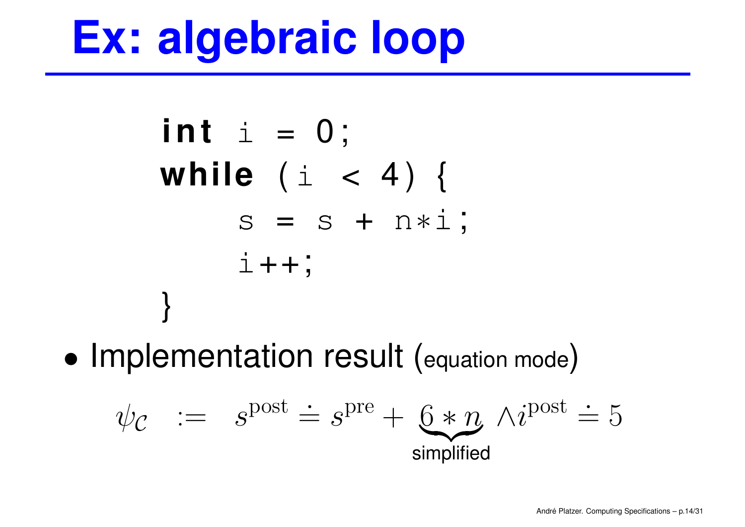# Ex: algebraic loop

```
int i = 0;
while (i < 4) {
    s = s + n*i;
    i++;
}
```

- Implementation result (equation mode)

$$\psi_{\mathcal{C}} \quad := \quad s^{\text{post}} \doteq s^{\text{pre}} + \underbrace{6 * n}_{\text{simplified}} \wedge i^{\text{post}} \doteq 5$$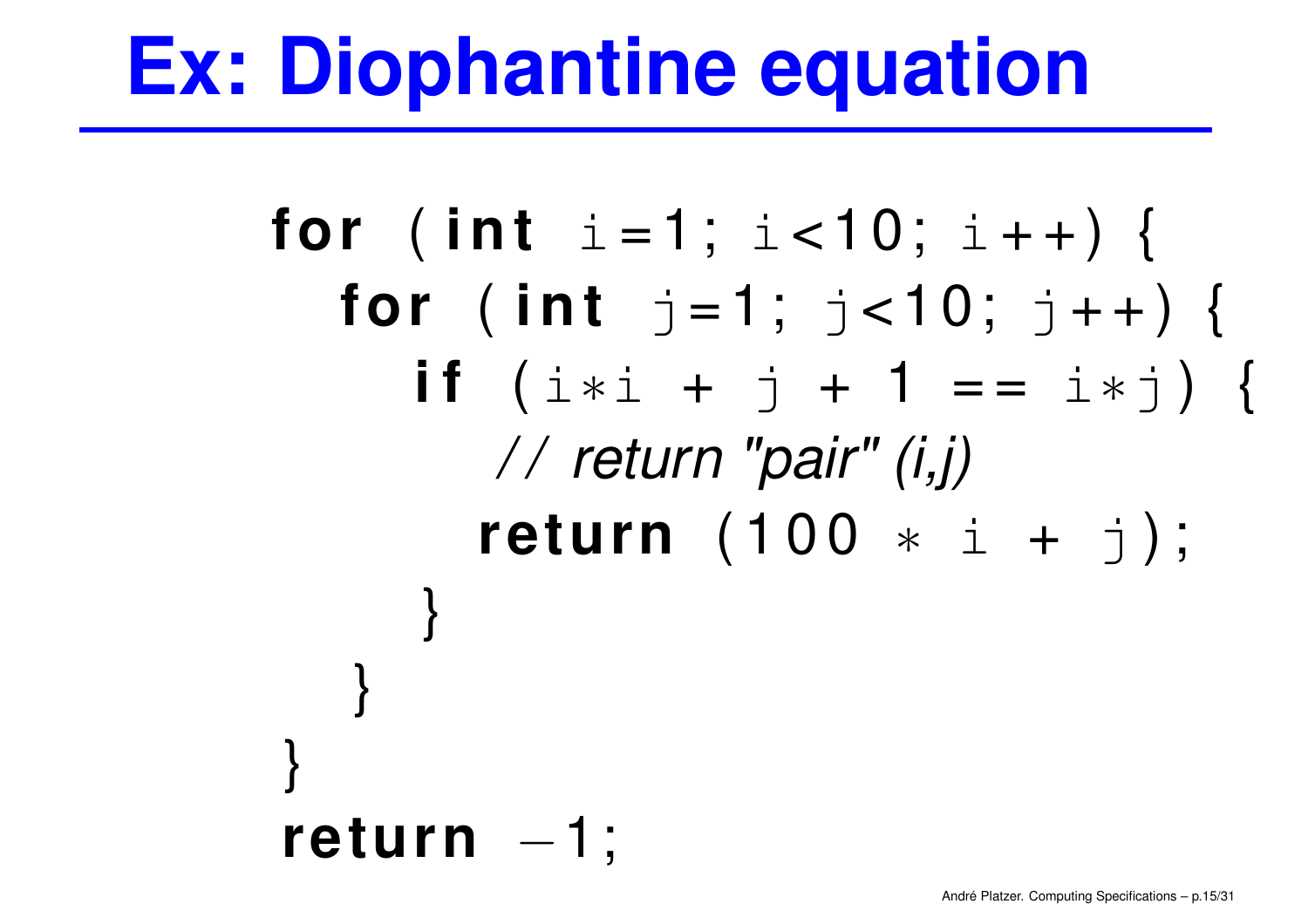# Ex: Diophantine equation

```
for (int i=1; i<10; i++) {
  for (int j=1; j<10; j++) {
    if (i*i + j + 1 == i*j) {
      // return "pair" (i,j)
      return (100 * i + j);
    }
  }
}
return -1;
```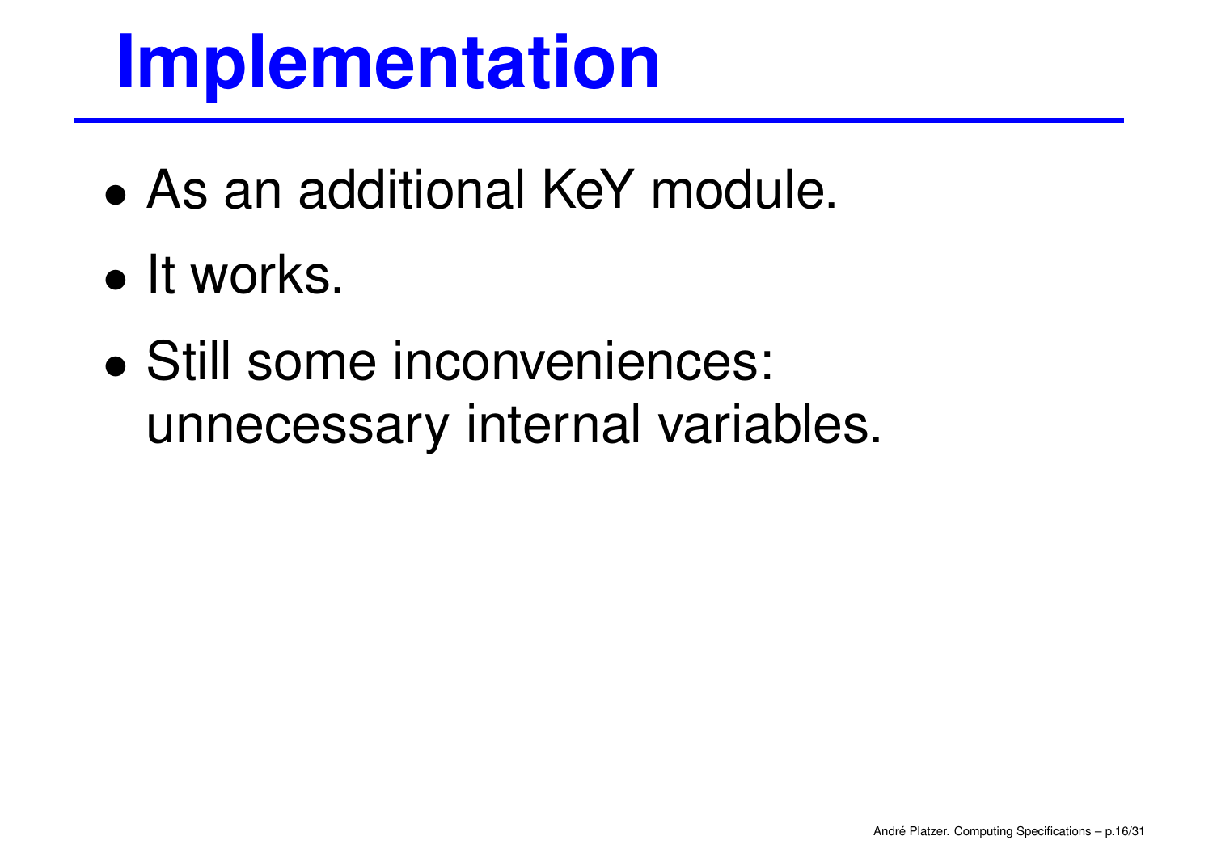# Implementation

- As an additional KeY module.
- It works.
- Still some inconveniences: unnecessary internal variables.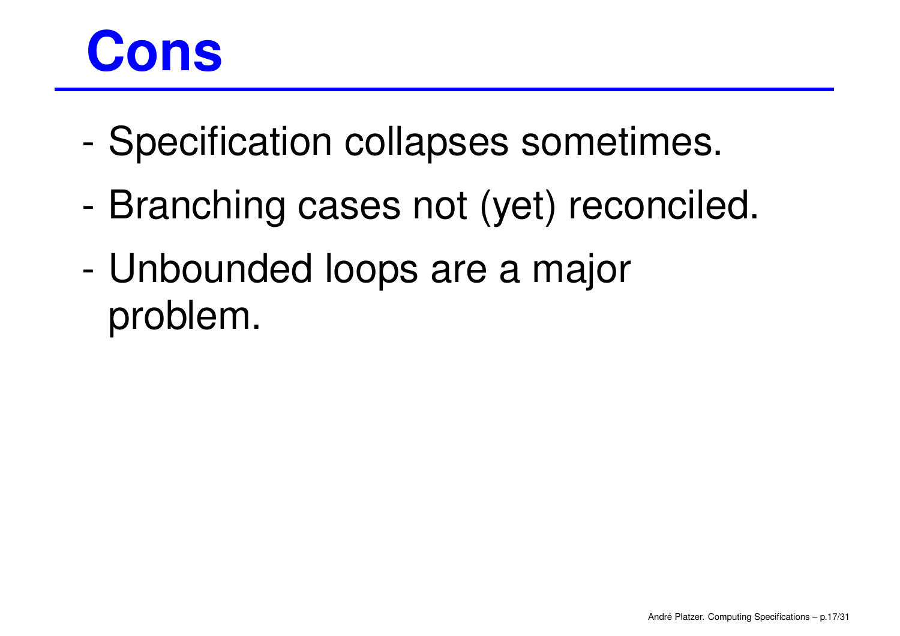# Cons

- Specification collapses sometimes.
- Branching cases not (yet) reconciled.
- Unbounded loops are a major problem.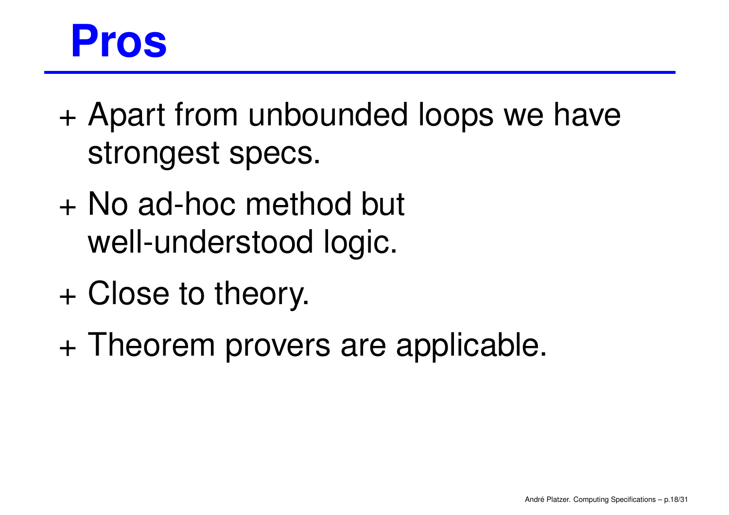# Pros

+ Apart from unbounded loops we have strongest specs.

+ No ad-hoc method but well-understood logic.

+ Close to theory.

+ Theorem provers are applicable.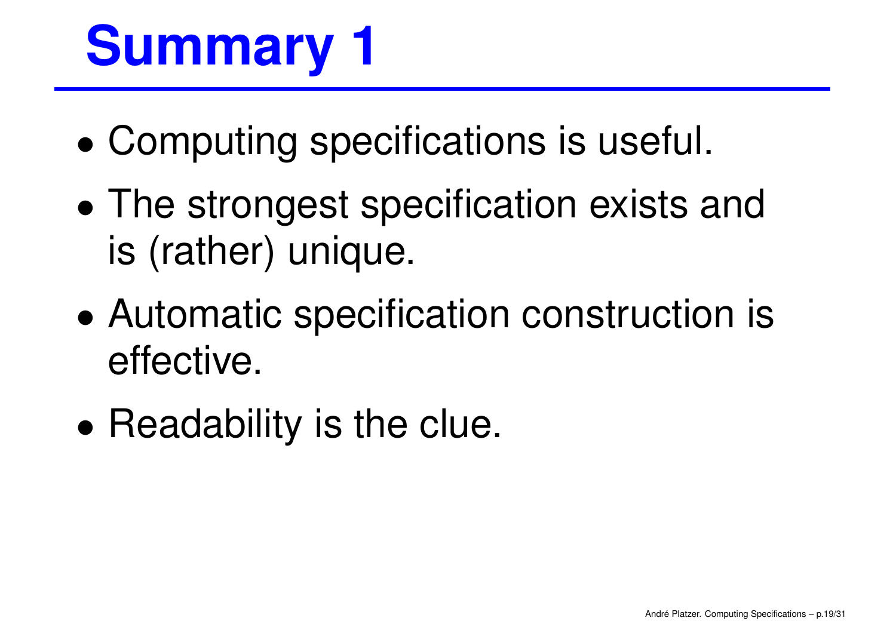# Summary 1

- Computing specifications is useful.
- The strongest specification exists and is (rather) unique.
- Automatic specification construction is effective.
- Readability is the clue.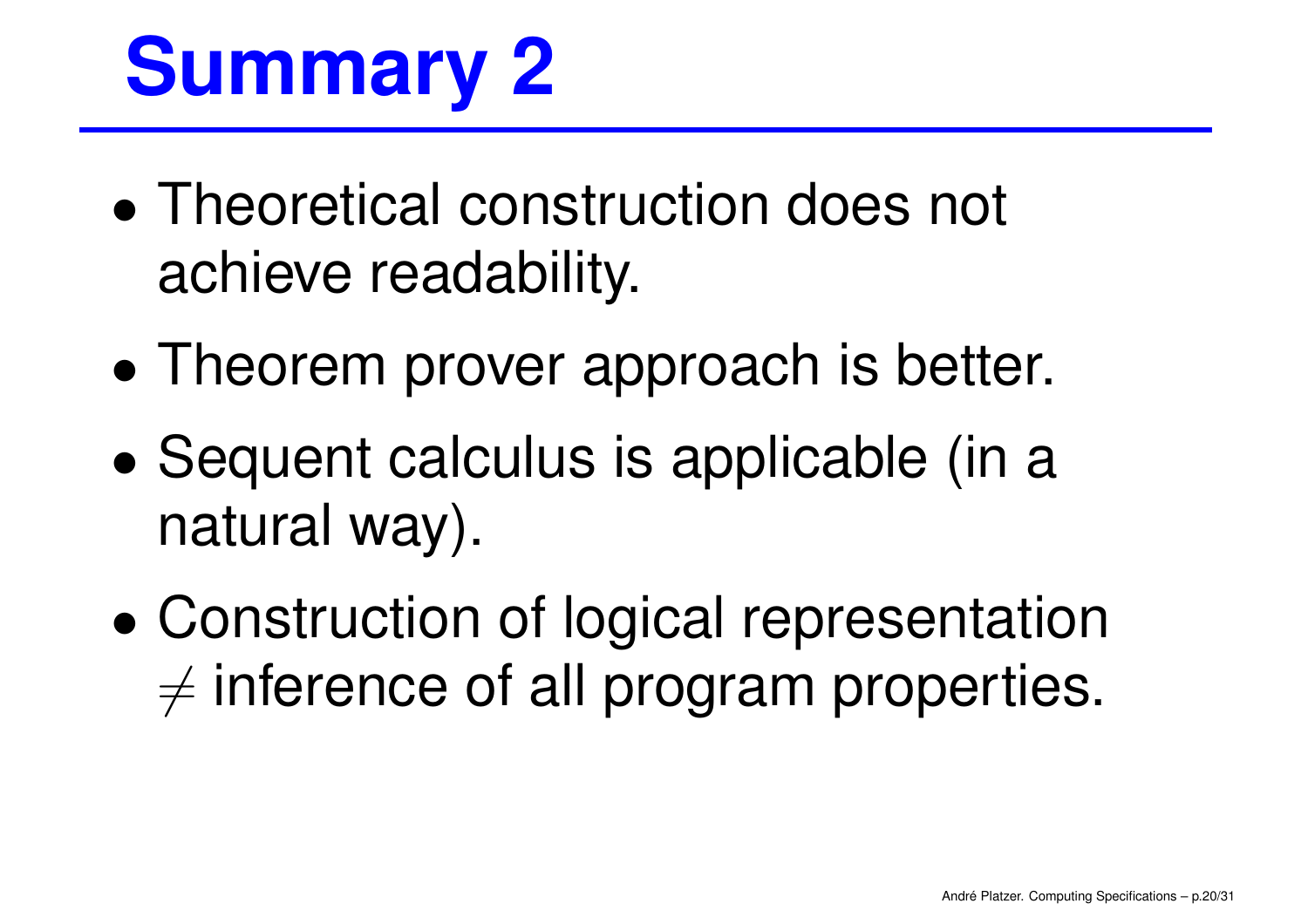# Summary 2

- Theoretical construction does not achieve readability.
- Theorem prover approach is better.
- Sequent calculus is applicable (in a natural way).
- Construction of logical representation $\neq$ inference of all program properties.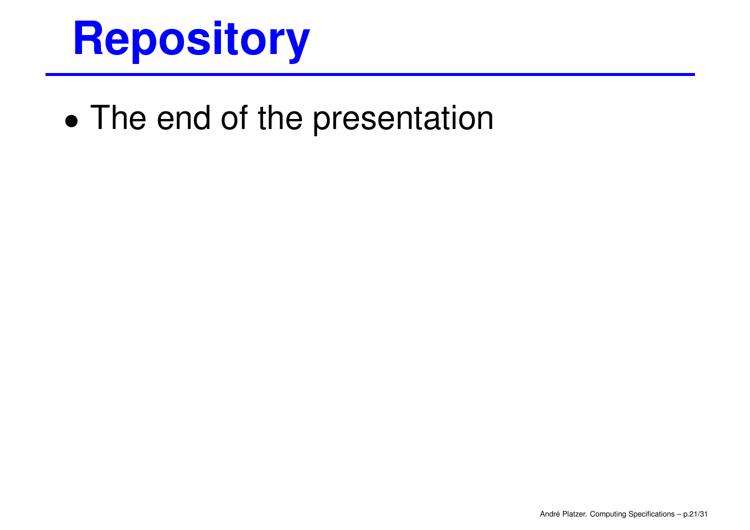# Repository

- The end of the presentation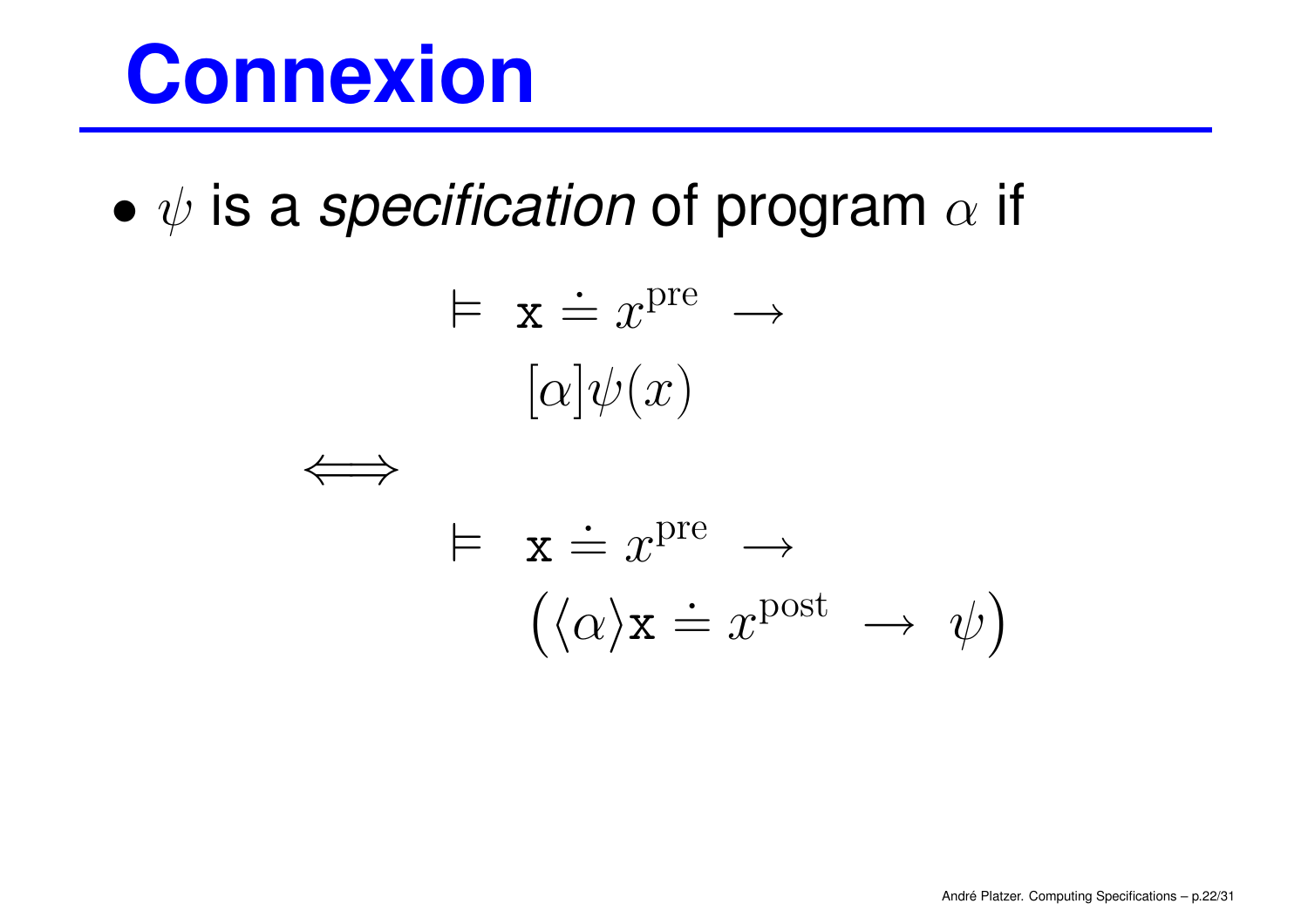# Connexion

- $\psi$ is a *specification* of program $\alpha$ if

$$\vDash \ \mathtt{x} \doteq x^{\text{pre}} \ \rightarrow \\ [\alpha]\psi(x)$$

$$\iff$$

$$\vDash \ \mathtt{x} \doteq x^{\text{pre}} \ \rightarrow \\ \big(\langle\alpha\rangle\mathtt{x} \doteq x^{\text{post}} \ \rightarrow \ \psi\big)$$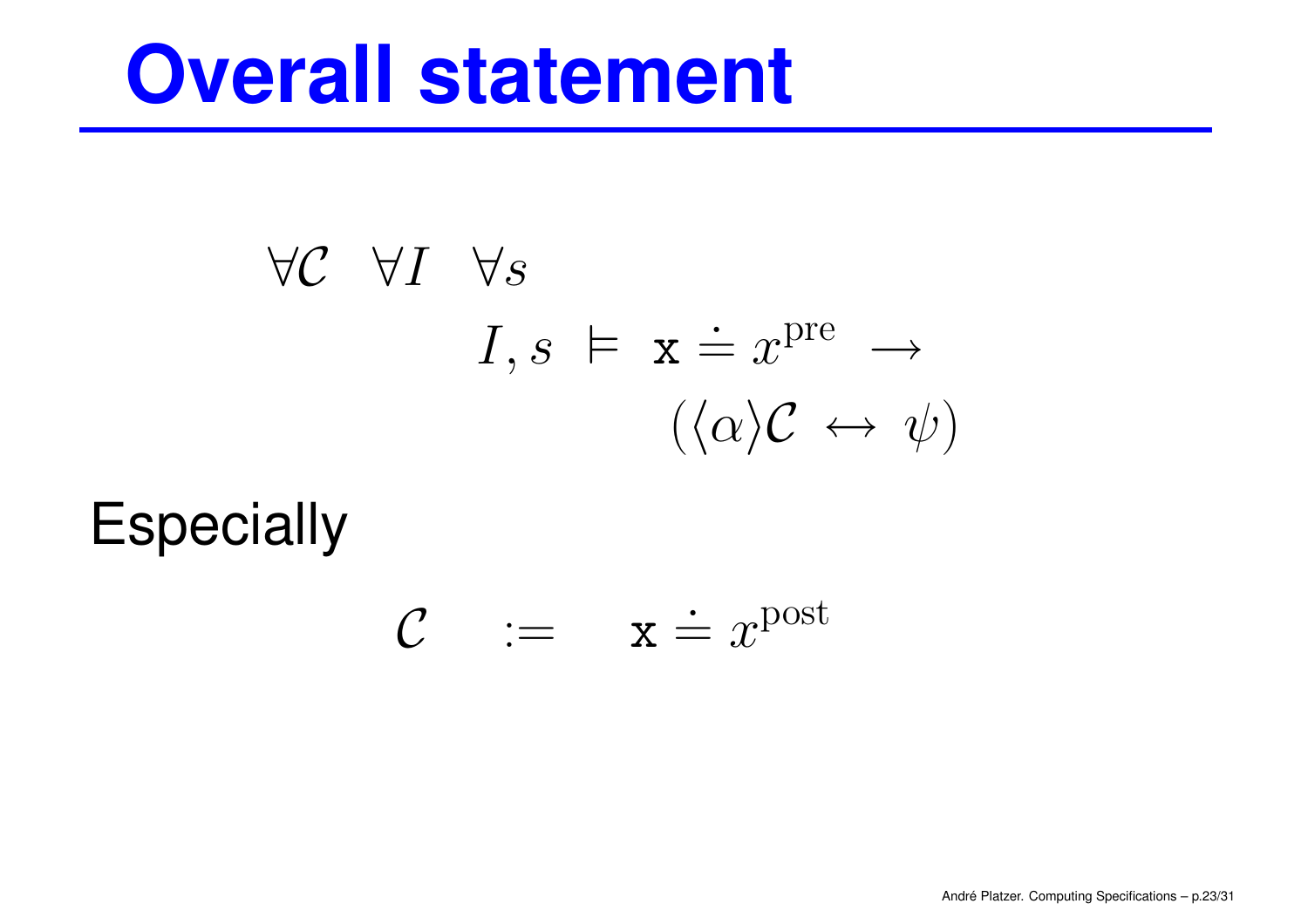# Overall statement

$$
\begin{aligned}
&\forall \mathcal{C} \quad \forall I \quad \forall s \\
&\qquad\qquad I, s \ \vDash \ \mathtt{x} \doteq x^{\text{pre}} \ \rightarrow \\
&\qquad\qquad\qquad\qquad (\langle \alpha \rangle \mathcal{C} \ \leftrightarrow \ \psi)
\end{aligned}
$$

Especially

$$
\mathcal{C} \quad := \quad \mathtt{x} \doteq x^{\text{post}}
$$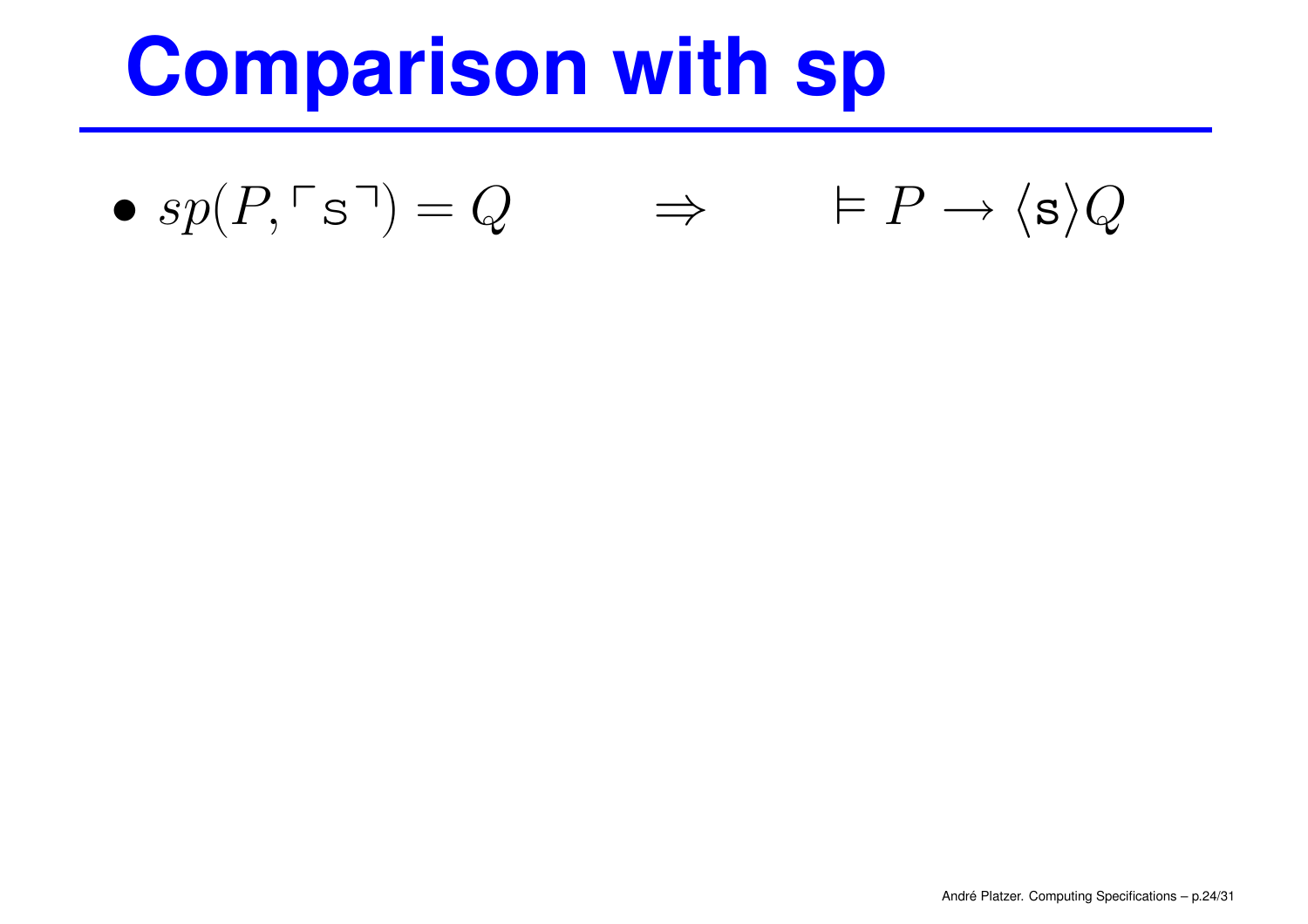# Comparison with sp

- $sp(P, \ulcorner \mathrm{s} \urcorner) = Q \qquad \Rightarrow \qquad \vDash P \rightarrow \langle \mathtt{s} \rangle Q$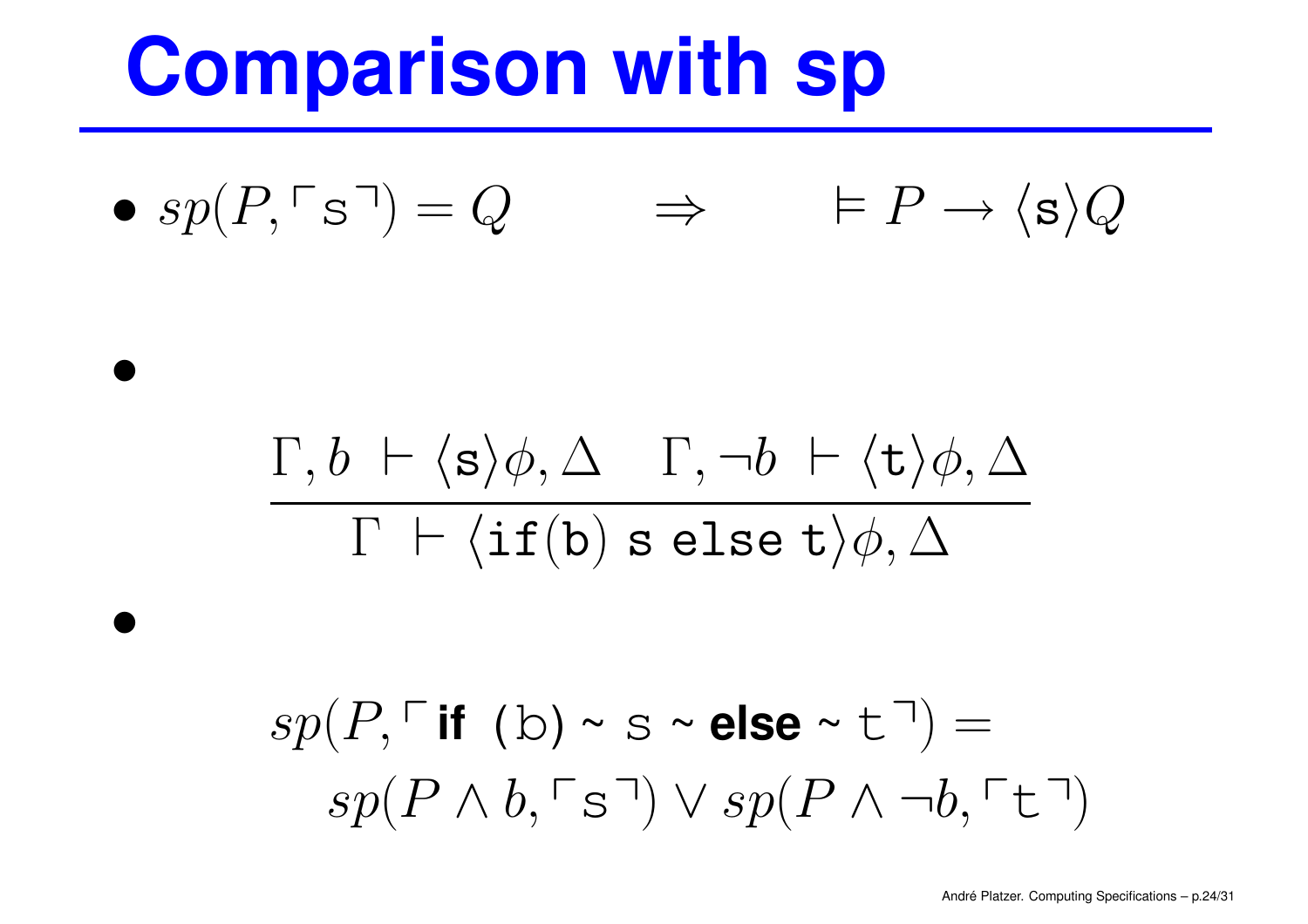# Comparison with sp

- $sp(P, \ulcorner \mathtt{s} \urcorner) = Q \qquad \Rightarrow \qquad \vDash P \rightarrow \langle \mathtt{s} \rangle Q$

- $$\frac{\Gamma, b \vdash \langle \mathtt{s} \rangle \phi, \Delta \quad \Gamma, \neg b \vdash \langle \mathtt{t} \rangle \phi, \Delta}{\Gamma \vdash \langle \mathtt{if}(\mathtt{b})\ \mathtt{s}\ \mathtt{else}\ \mathtt{t} \rangle \phi, \Delta}$$

- $$sp(P, \ulcorner \textbf{if}\ (\mathtt{b})\ \sim\ \mathtt{s}\ \sim\ \textbf{else}\ \sim\ \mathtt{t} \urcorner) = sp(P \wedge b, \ulcorner \mathtt{s} \urcorner) \vee sp(P \wedge \neg b, \ulcorner \mathtt{t} \urcorner)$$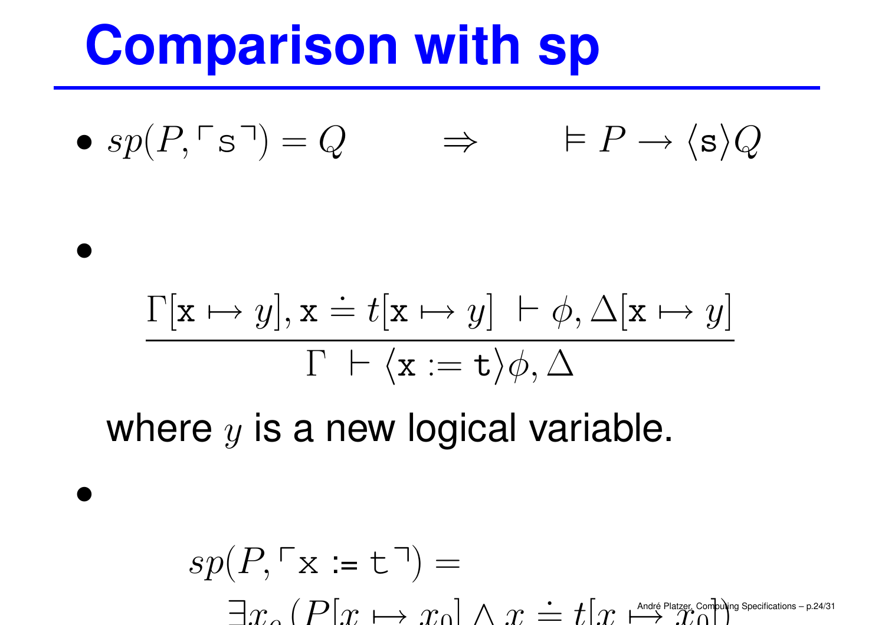# Comparison with sp

- $sp(P, \ulcorner \mathtt{s} \urcorner) = Q \qquad \Rightarrow \qquad \vDash P \rightarrow \langle \mathtt{s} \rangle Q$

- $$\frac{\Gamma[\mathtt{x} \mapsto y], \mathtt{x} \doteq t[\mathtt{x} \mapsto y] \ \vdash \phi, \Delta[\mathtt{x} \mapsto y]}{\Gamma \ \vdash \langle \mathtt{x} := \mathtt{t} \rangle \phi, \Delta}$$

  where $y$ is a new logical variable.

- $$sp(P, \ulcorner \mathtt{x} := \mathtt{t} \urcorner) = \exists x_0 (P[x \mapsto x_0] \wedge x \doteq t[x \mapsto x_0])$$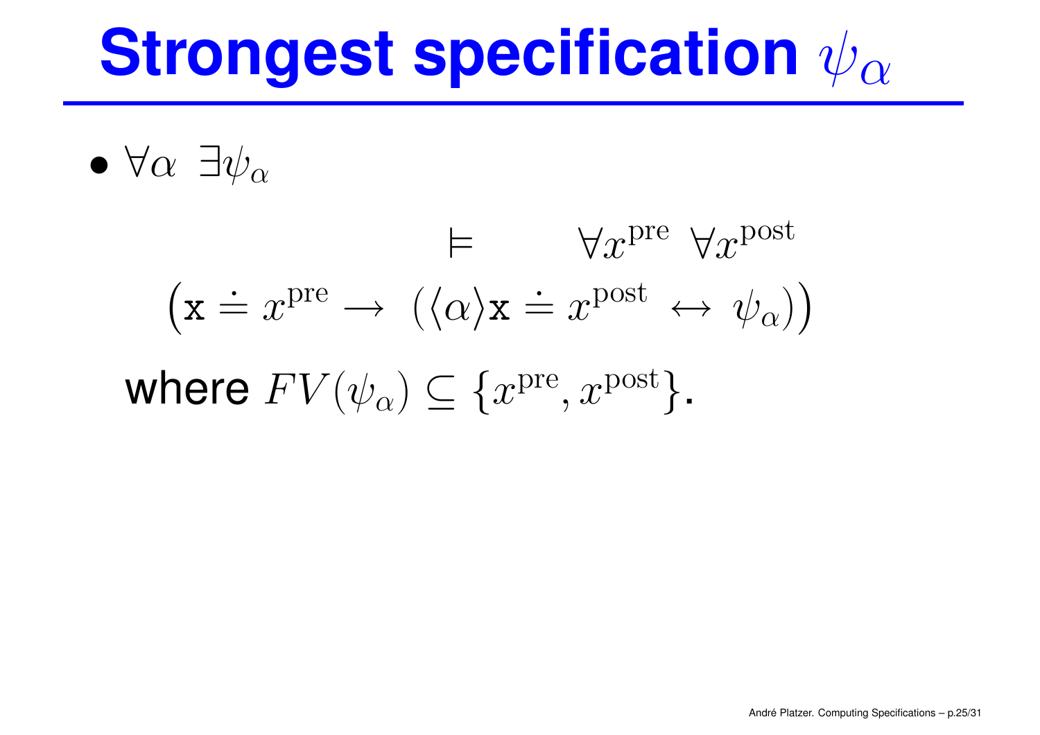# Strongest specification $\psi_\alpha$

- $\forall \alpha \;\; \exists \psi_\alpha$

$$\models \quad \forall x^{\mathrm{pre}} \;\forall x^{\mathrm{post}}$$

$$\big(\mathtt{x} \doteq x^{\mathrm{pre}} \rightarrow \;(\langle \alpha \rangle \mathtt{x} \doteq x^{\mathrm{post}} \;\leftrightarrow\; \psi_\alpha)\big)$$

where $FV(\psi_\alpha) \subseteq \{x^{\mathrm{pre}}, x^{\mathrm{post}}\}$.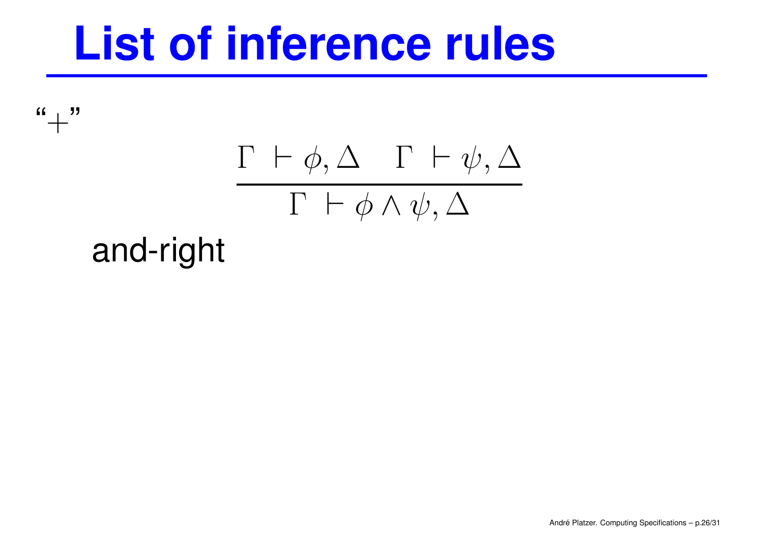# List of inference rules

"+"

$$\frac{\Gamma \vdash \phi, \Delta \quad \Gamma \vdash \psi, \Delta}{\Gamma \vdash \phi \land \psi, \Delta}$$

and-right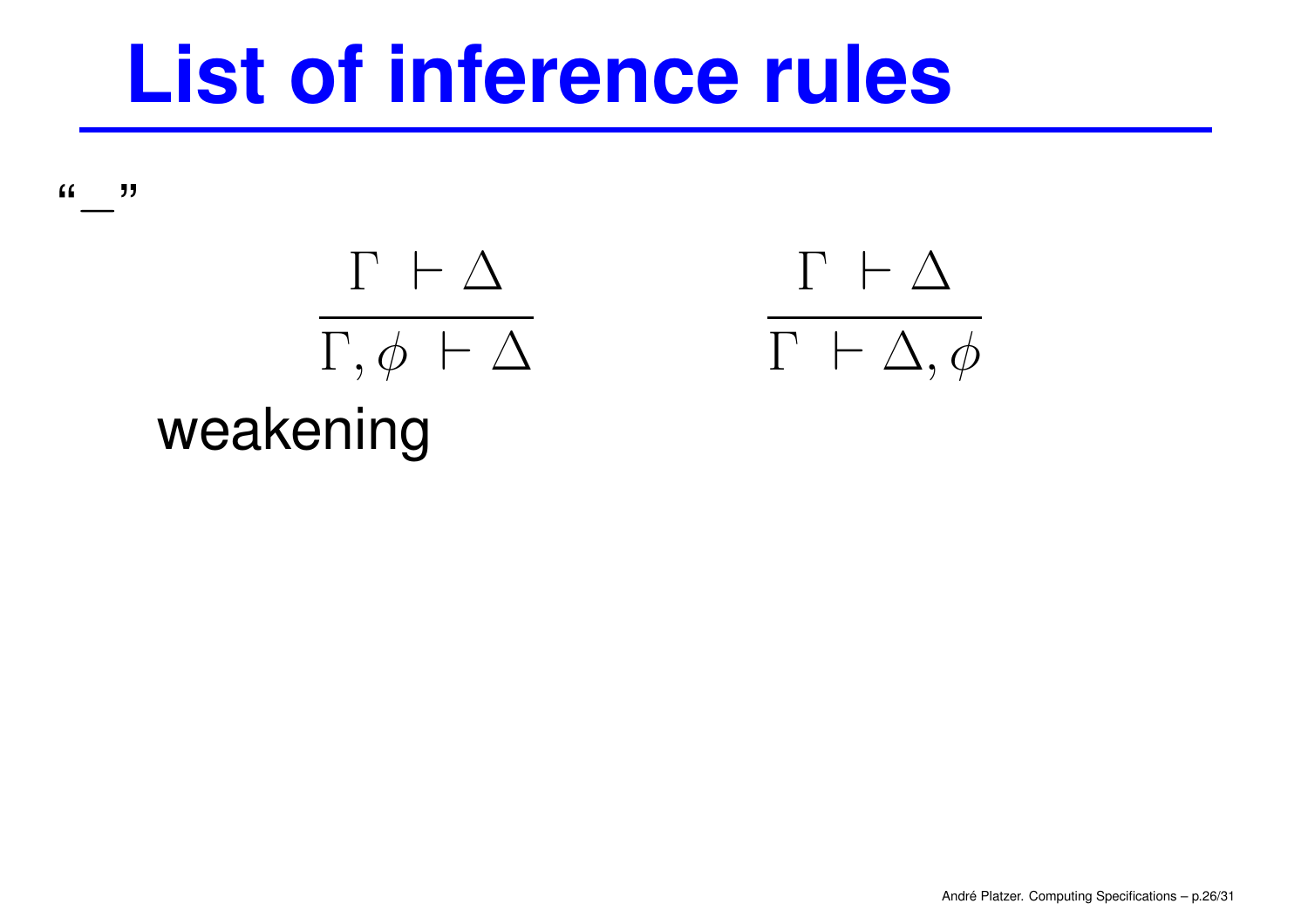# List of inference rules

"_"

$$\frac{\Gamma \vdash \Delta}{\Gamma, \phi \vdash \Delta} \qquad \frac{\Gamma \vdash \Delta}{\Gamma \vdash \Delta, \phi}$$

weakening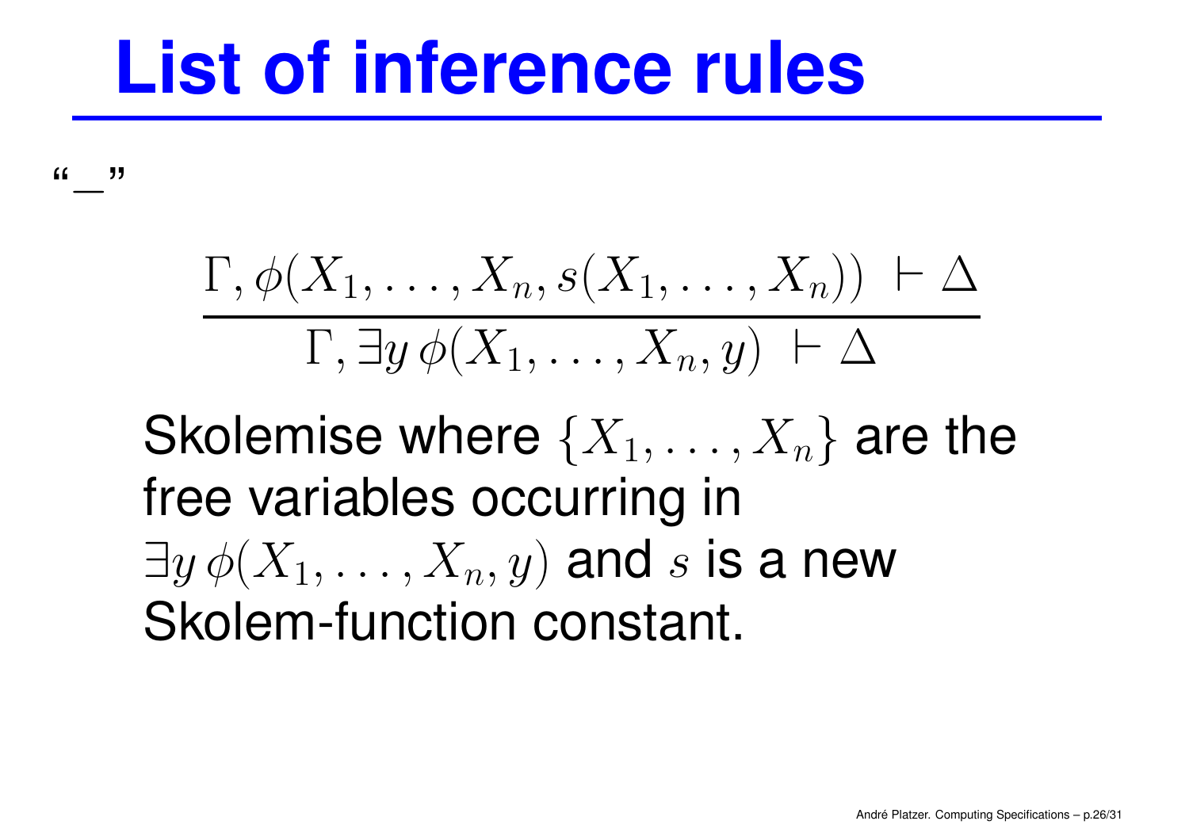# List of inference rules

"$-$"

$$\frac{\Gamma, \phi(X_1, \ldots, X_n, s(X_1, \ldots, X_n)) \;\vdash \Delta}{\Gamma, \exists y\, \phi(X_1, \ldots, X_n, y) \;\vdash \Delta}$$

Skolemise where $\{X_1, \ldots, X_n\}$ are the free variables occurring in $\exists y\, \phi(X_1, \ldots, X_n, y)$ and $s$ is a new Skolem-function constant.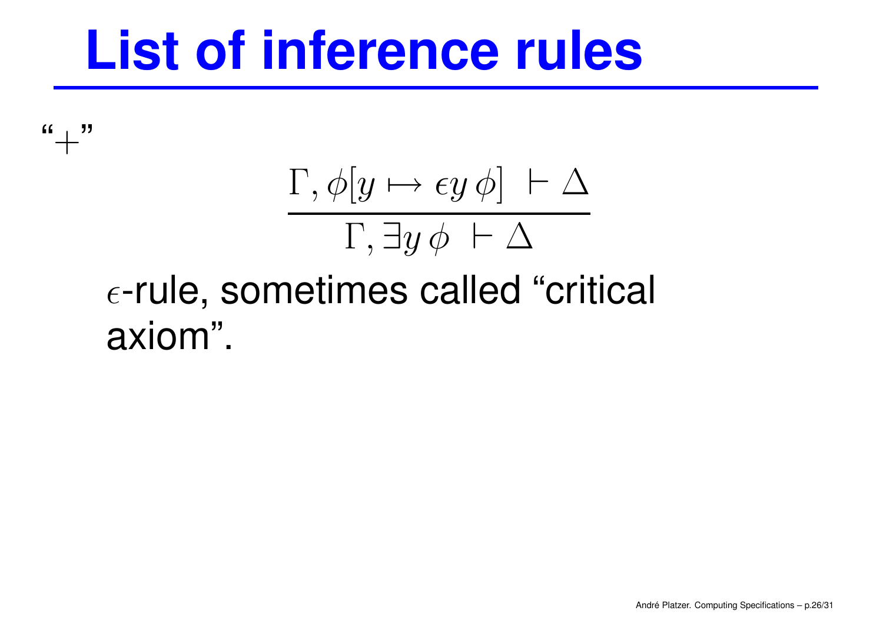# List of inference rules

“$+$”

$$\frac{\Gamma, \phi[y \mapsto \epsilon y\, \phi] \ \vdash \Delta}{\Gamma, \exists y\, \phi \ \vdash \Delta}$$

$\epsilon$-rule, sometimes called “critical axiom”.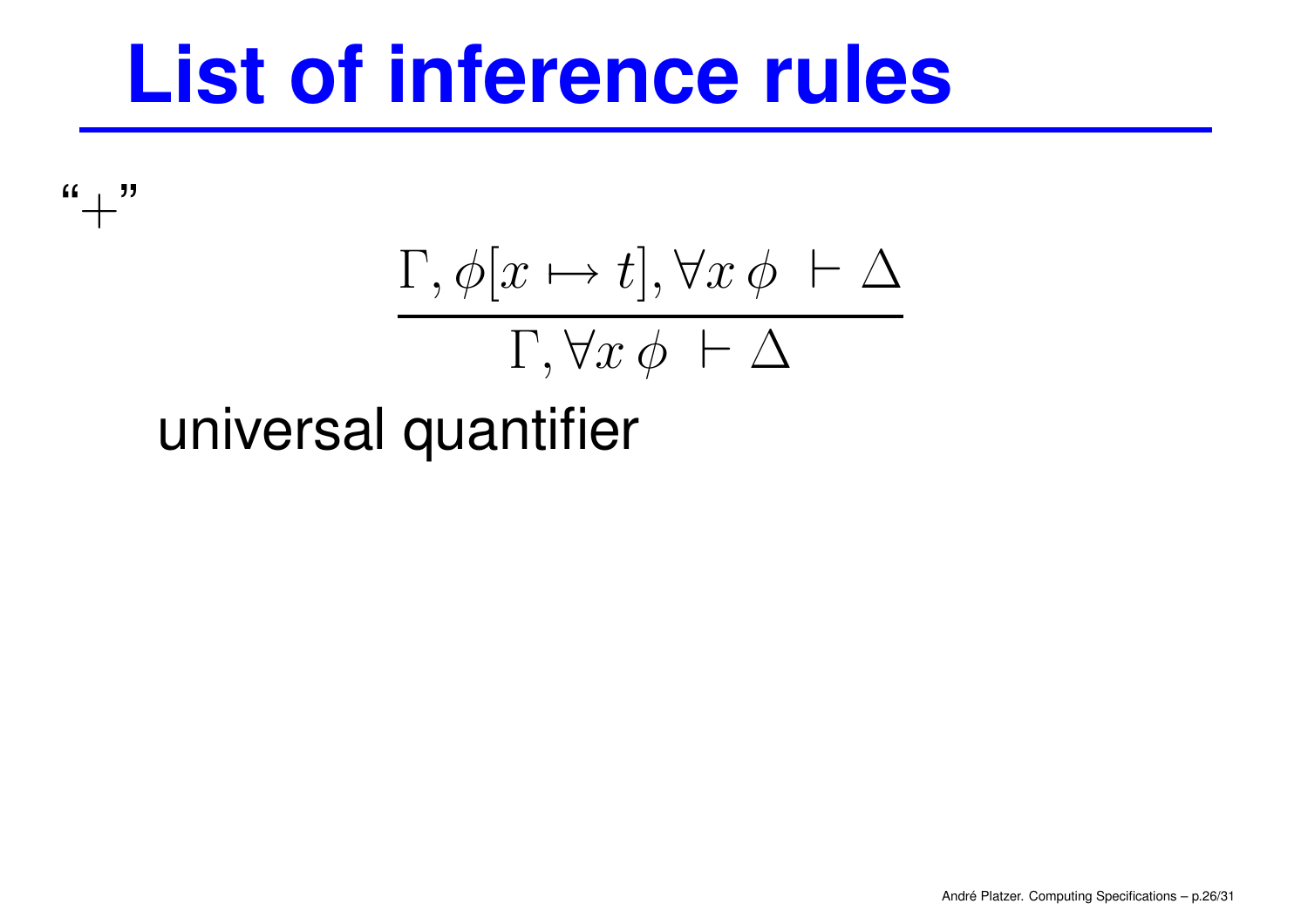# List of inference rules

"+"

$$\frac{\Gamma, \phi[x \mapsto t], \forall x\, \phi \;\vdash \Delta}{\Gamma, \forall x\, \phi \;\vdash \Delta}$$

universal quantifier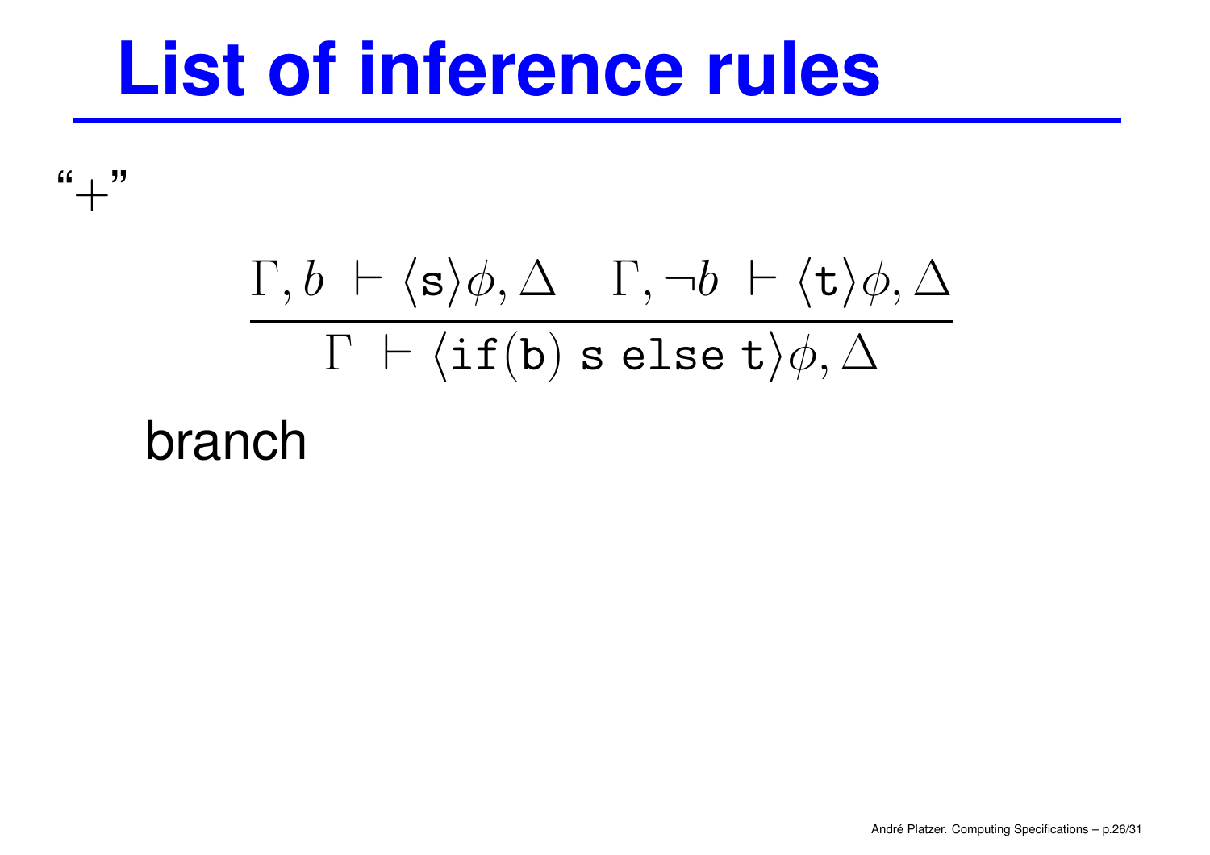# List of inference rules

"+"

$$\frac{\Gamma, b \vdash \langle \mathtt{s} \rangle \phi, \Delta \quad \Gamma, \neg b \vdash \langle \mathtt{t} \rangle \phi, \Delta}{\Gamma \vdash \langle \mathtt{if(b)\ s\ else\ t} \rangle \phi, \Delta}$$

branch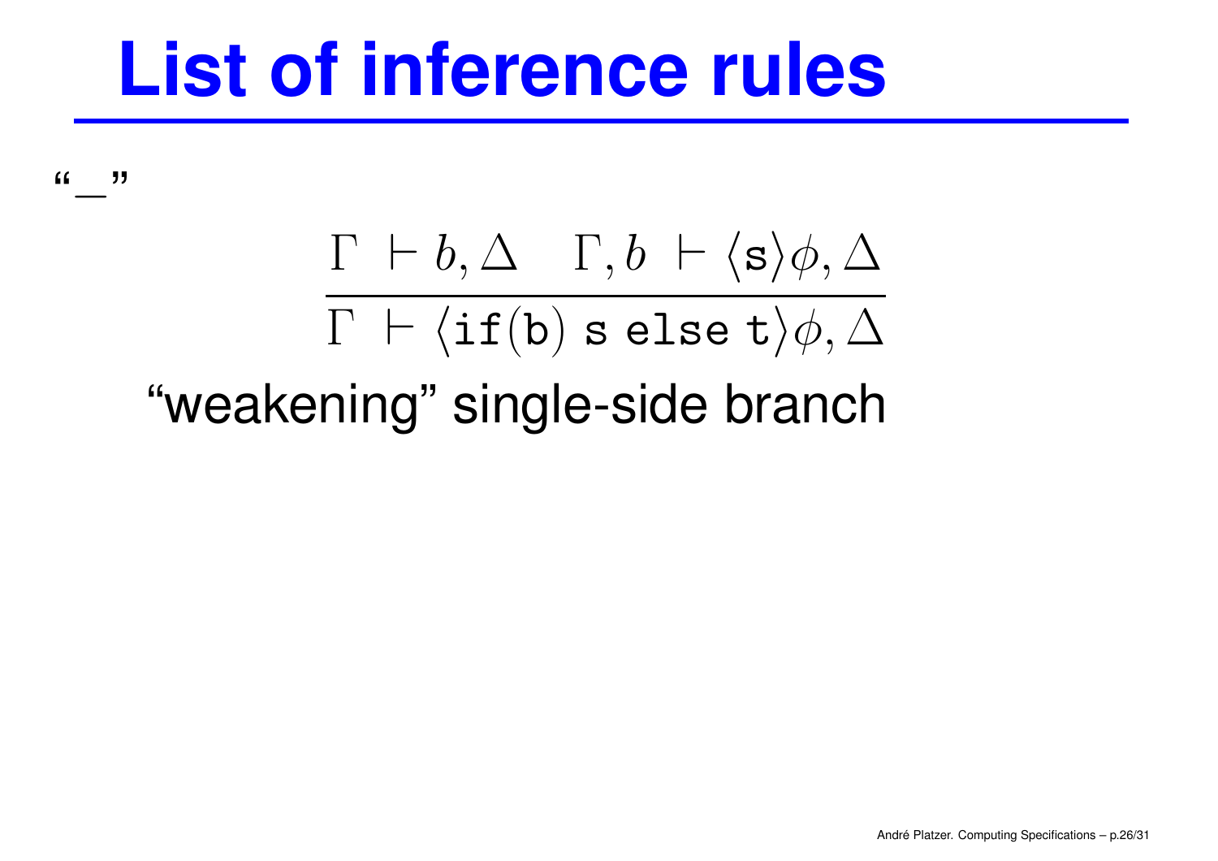# List of inference rules

"_"

$$\frac{\Gamma \vdash b, \Delta \quad \Gamma, b \vdash \langle \texttt{s} \rangle \phi, \Delta}{\Gamma \vdash \langle \texttt{if}(\texttt{b})\ \texttt{s}\ \texttt{else}\ \texttt{t} \rangle \phi, \Delta}$$

"weakening" single-side branch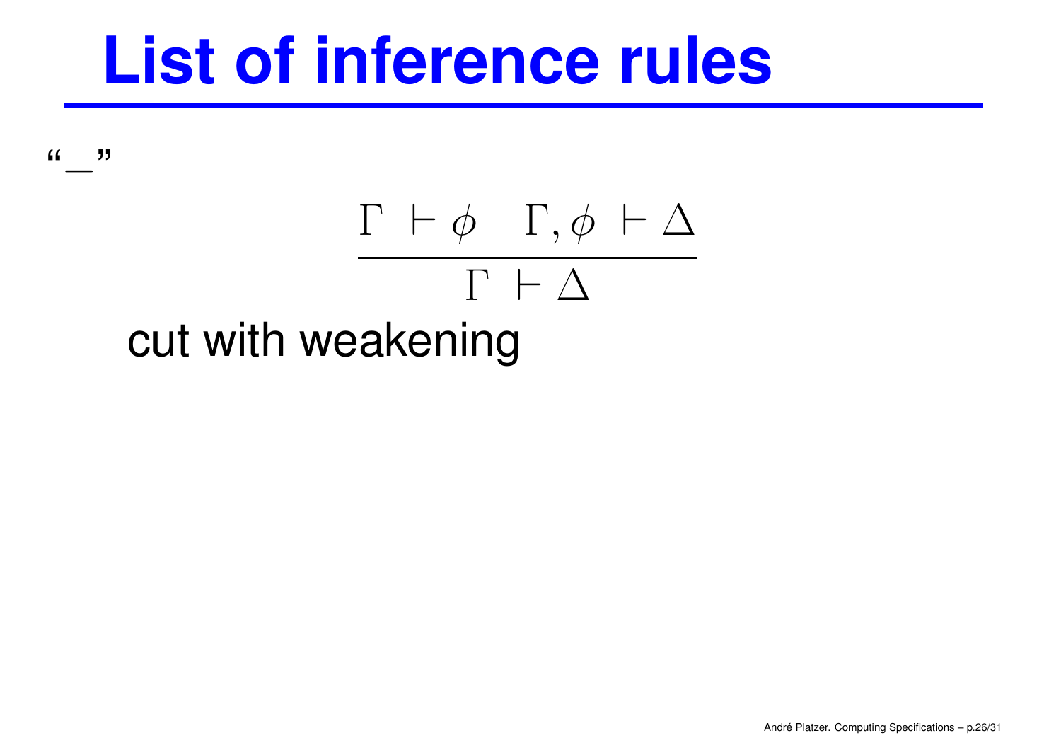# List of inference rules

"_"

$$\frac{\Gamma \vdash \phi \quad \Gamma, \phi \vdash \Delta}{\Gamma \vdash \Delta}$$

cut with weakening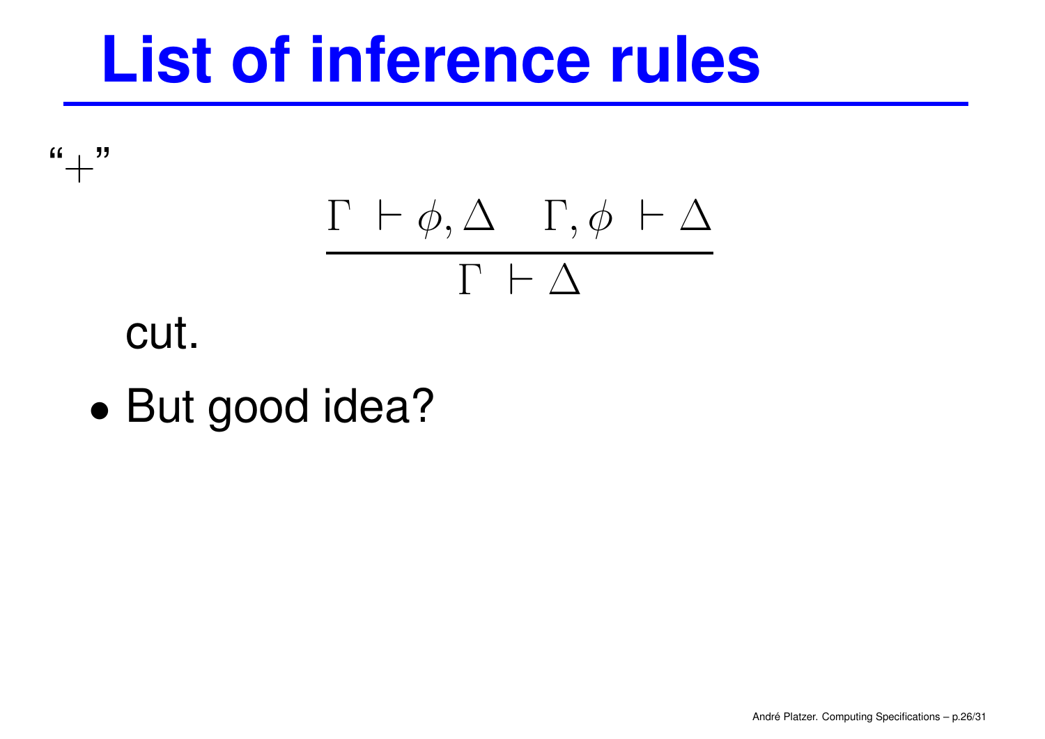# List of inference rules

"$+$"

$$\frac{\Gamma \vdash \phi, \Delta \quad \Gamma, \phi \vdash \Delta}{\Gamma \vdash \Delta}$$

cut.

- But good idea?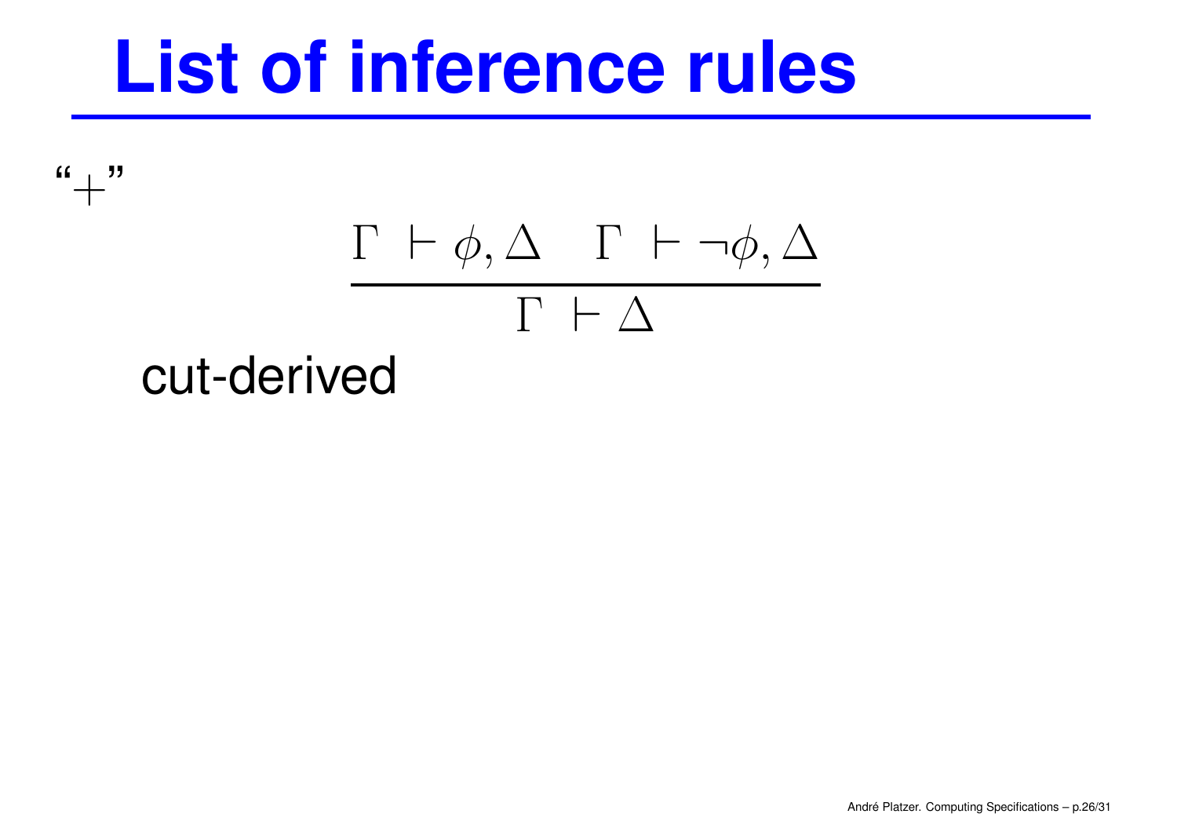# List of inference rules

"$+$"

$$\frac{\Gamma \vdash \phi, \Delta \quad \Gamma \vdash \neg\phi, \Delta}{\Gamma \vdash \Delta}$$

cut-derived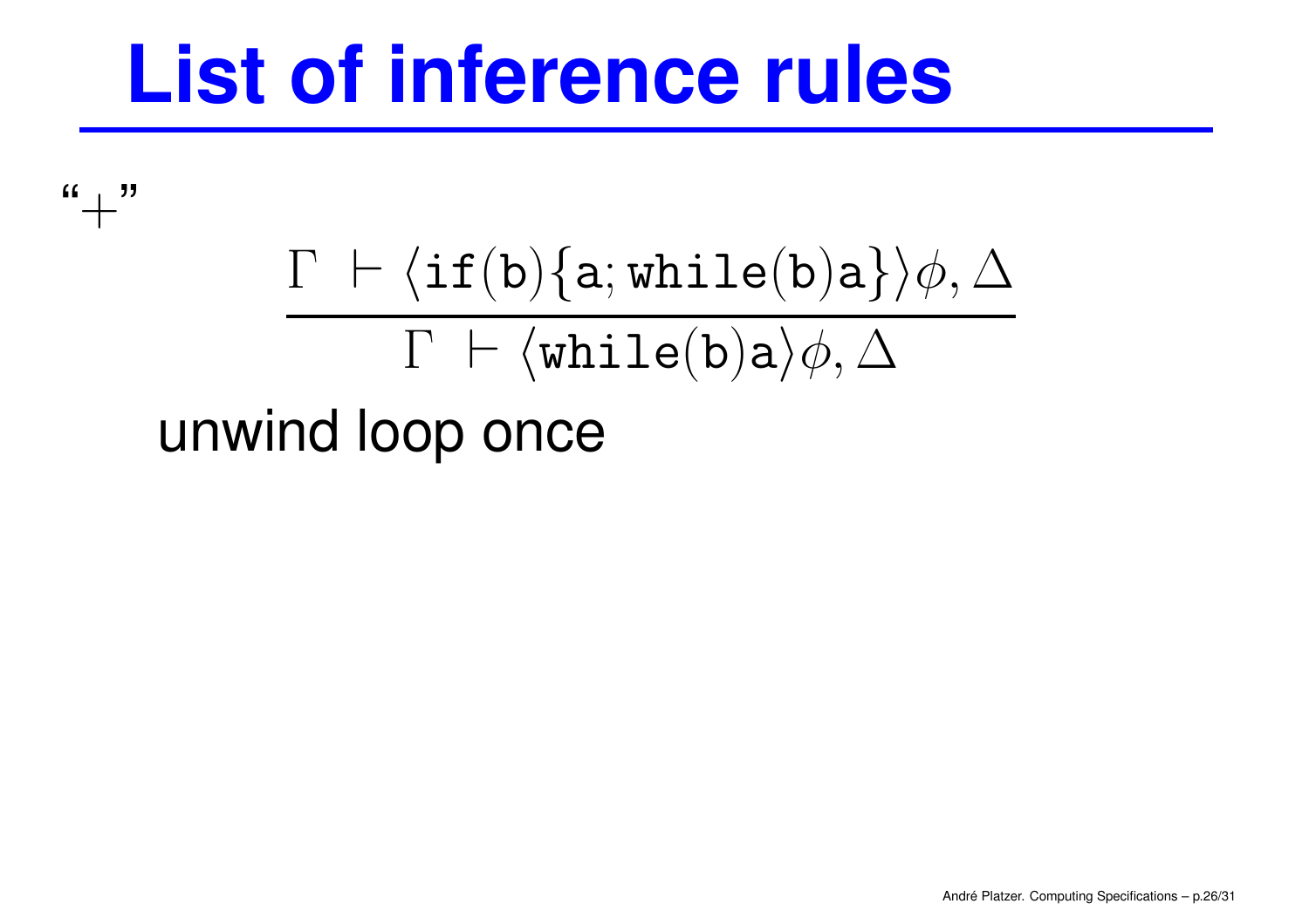# List of inference rules

“$+$”

$$\frac{\Gamma \vdash \langle \texttt{if}(\texttt{b})\{\texttt{a}; \texttt{while}(\texttt{b})\texttt{a}\}\rangle \phi, \Delta}{\Gamma \vdash \langle \texttt{while}(\texttt{b})\texttt{a}\rangle \phi, \Delta}$$

unwind loop once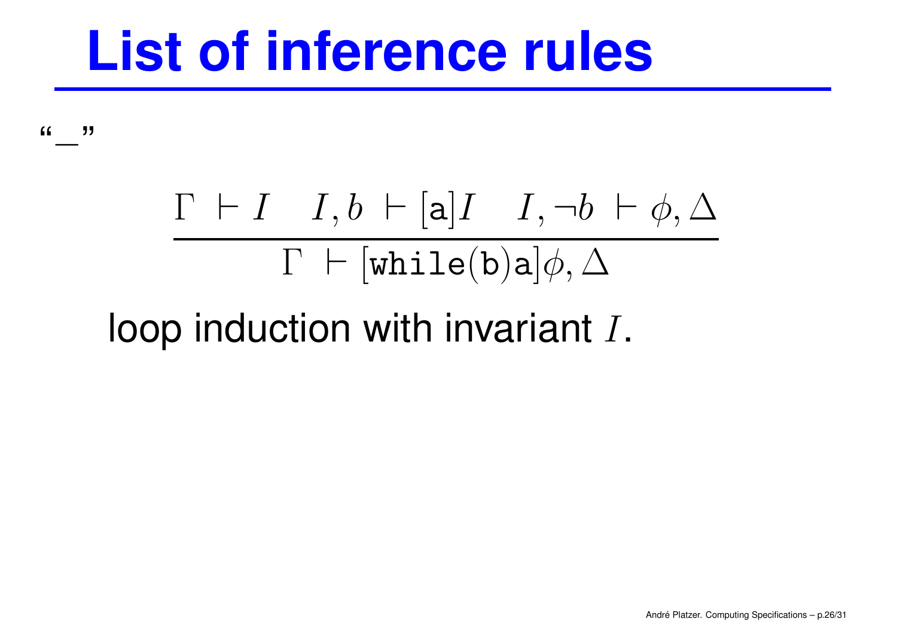# List of inference rules

"_"

$$\frac{\Gamma \vdash I \quad I, b \vdash [\mathtt{a}]I \quad I, \neg b \vdash \phi, \Delta}{\Gamma \vdash [\mathtt{while(b)a}]\phi, \Delta}$$

loop induction with invariant $I$.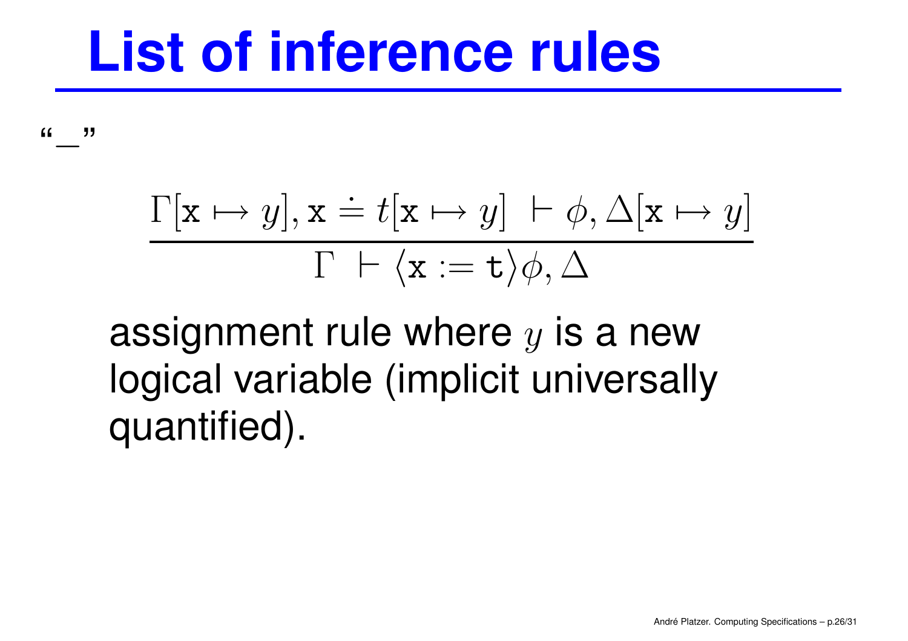# List of inference rules

"_"

$$\frac{\Gamma[\mathtt{x} \mapsto y], \mathtt{x} \doteq t[\mathtt{x} \mapsto y] \ \vdash \phi, \Delta[\mathtt{x} \mapsto y]}{\Gamma \ \vdash \langle \mathtt{x} := \mathtt{t} \rangle \phi, \Delta}$$

assignment rule where $y$ is a new logical variable (implicit universally quantified).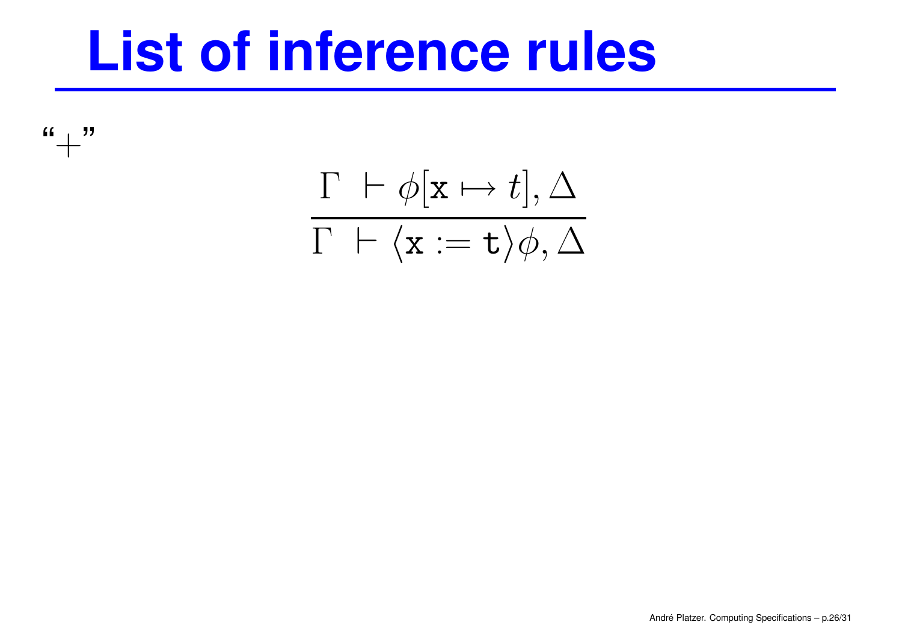# List of inference rules

"+"

$$\frac{\Gamma \ \vdash \phi[\mathtt{x} \mapsto t], \Delta}{\Gamma \ \vdash \langle \mathtt{x} := \mathtt{t} \rangle \phi, \Delta}$$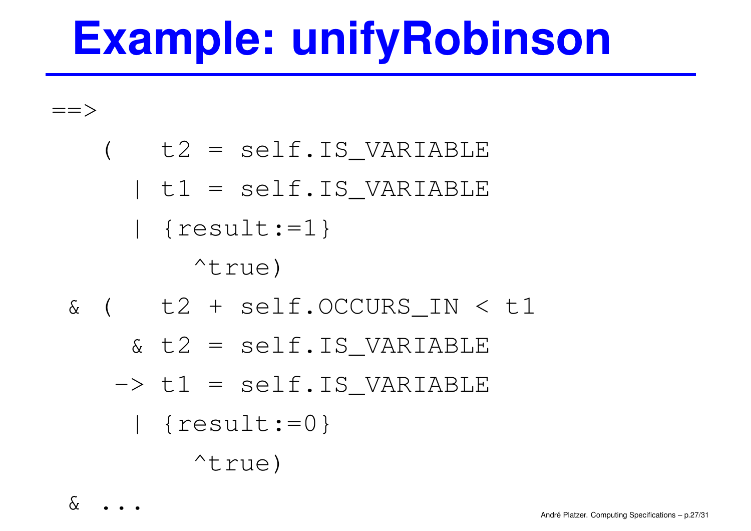# Example: unifyRobinson

```
==>
   (   t2 = self.IS_VARIABLE
     | t1 = self.IS_VARIABLE
     | {result:=1}
          ^true)
 & (   t2 + self.OCCURS_IN < t1
     & t2 = self.IS_VARIABLE
    -> t1 = self.IS_VARIABLE
     | {result:=0}
          ^true)
 & ...
```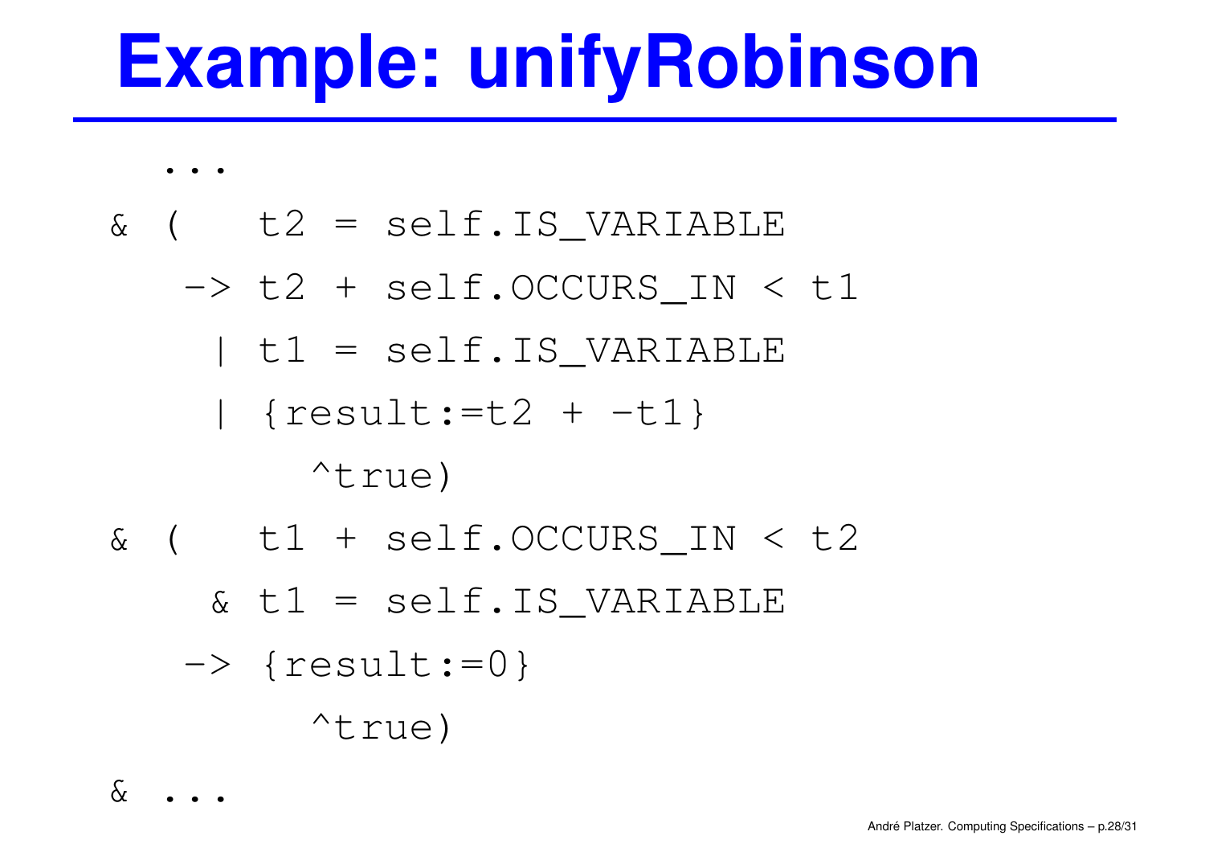# Example: unifyRobinson

```
  ...
& (   t2 = self.IS_VARIABLE
   -> t2 + self.OCCURS_IN < t1
    | t1 = self.IS_VARIABLE
    | {result:=t2 + -t1}
       ^true)
& (   t1 + self.OCCURS_IN < t2
    & t1 = self.IS_VARIABLE
   -> {result:=0}
       ^true)
& ...
```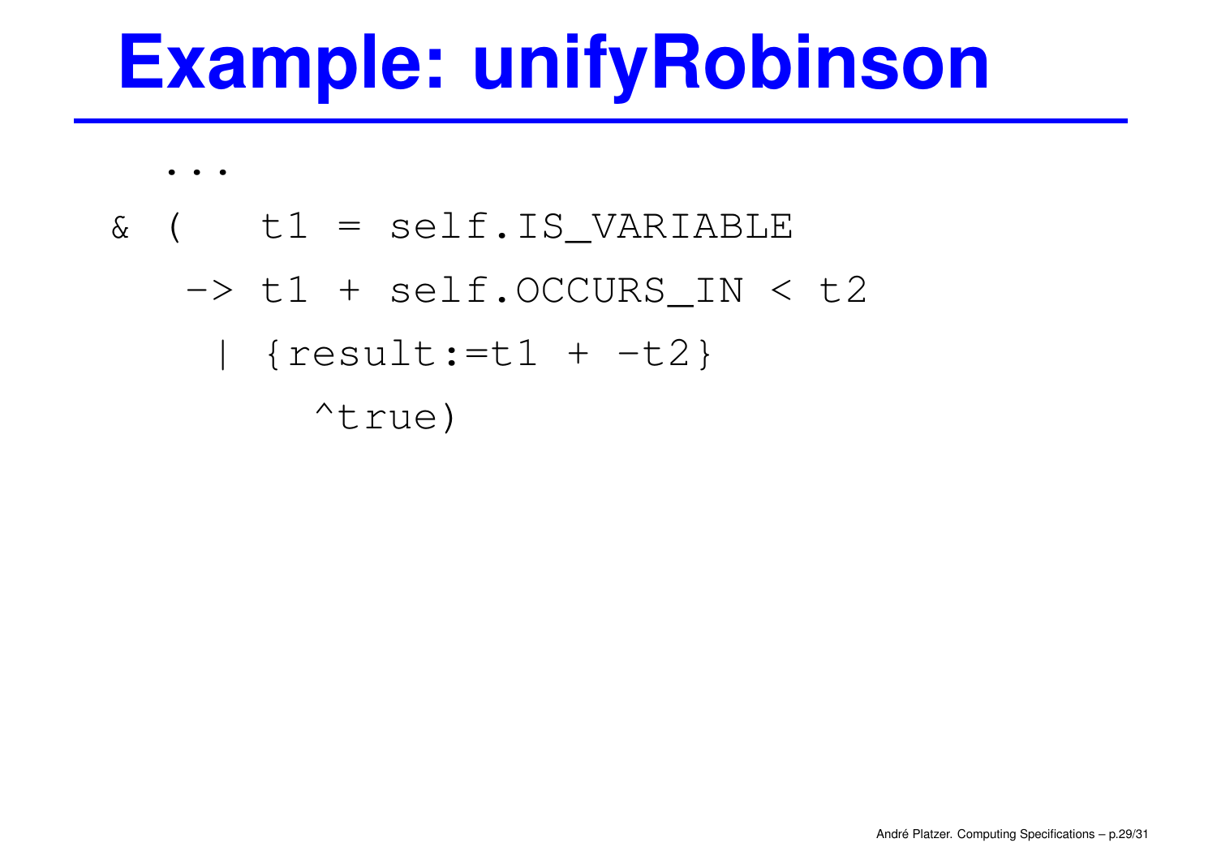# Example: unifyRobinson

```
  ...
& (   t1 = self.IS_VARIABLE
    -> t1 + self.OCCURS_IN < t2
     | {result:=t1 + -t2}
        ^true)
```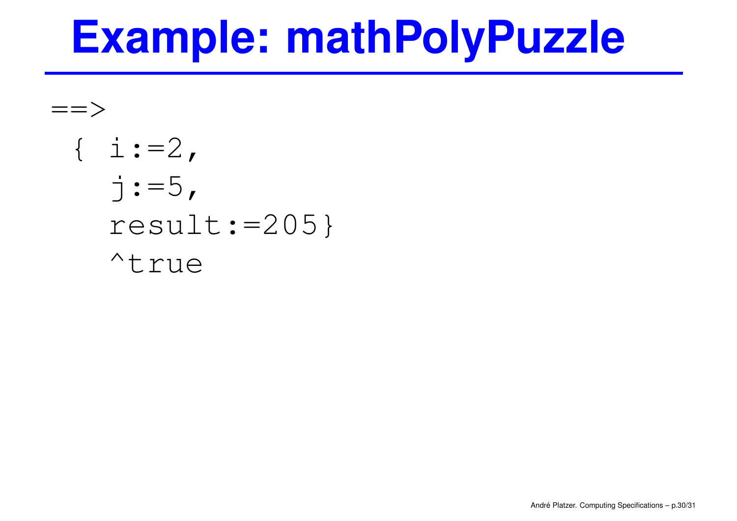# Example: mathPolyPuzzle

```
==>
  { i:=2,
    j:=5,
    result:=205}
    ^true
```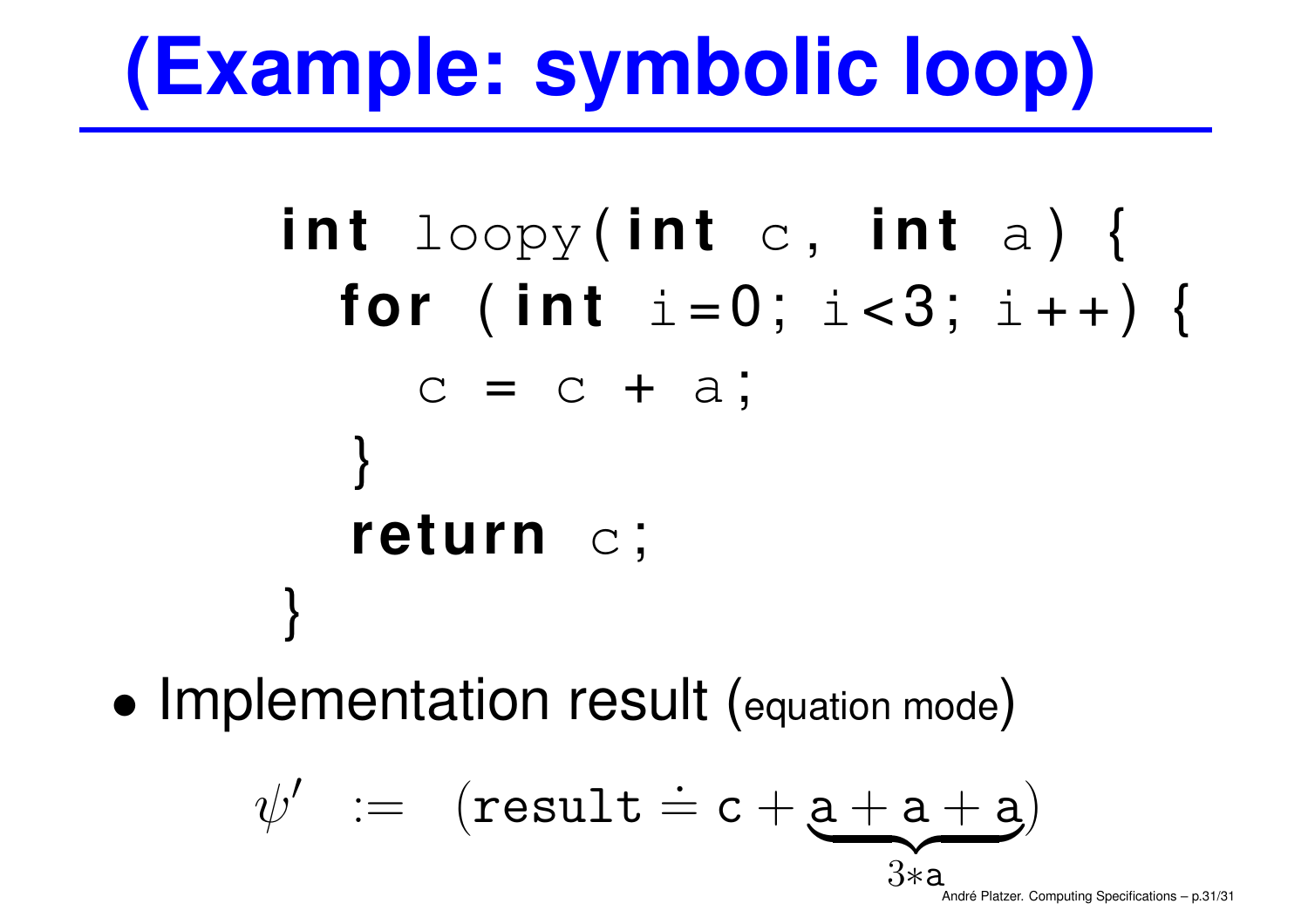# (Example: symbolic loop)

```
int loopy(int c, int a) {
  for (int i=0; i<3; i++) {
    c = c + a;
  }
  return c;
}
```

- Implementation result (equation mode)

$$\psi' \;:=\; (\mathtt{result} \doteq \mathtt{c} + \underbrace{\mathtt{a} + \mathtt{a} + \mathtt{a}}_{3*\mathtt{a}})$$